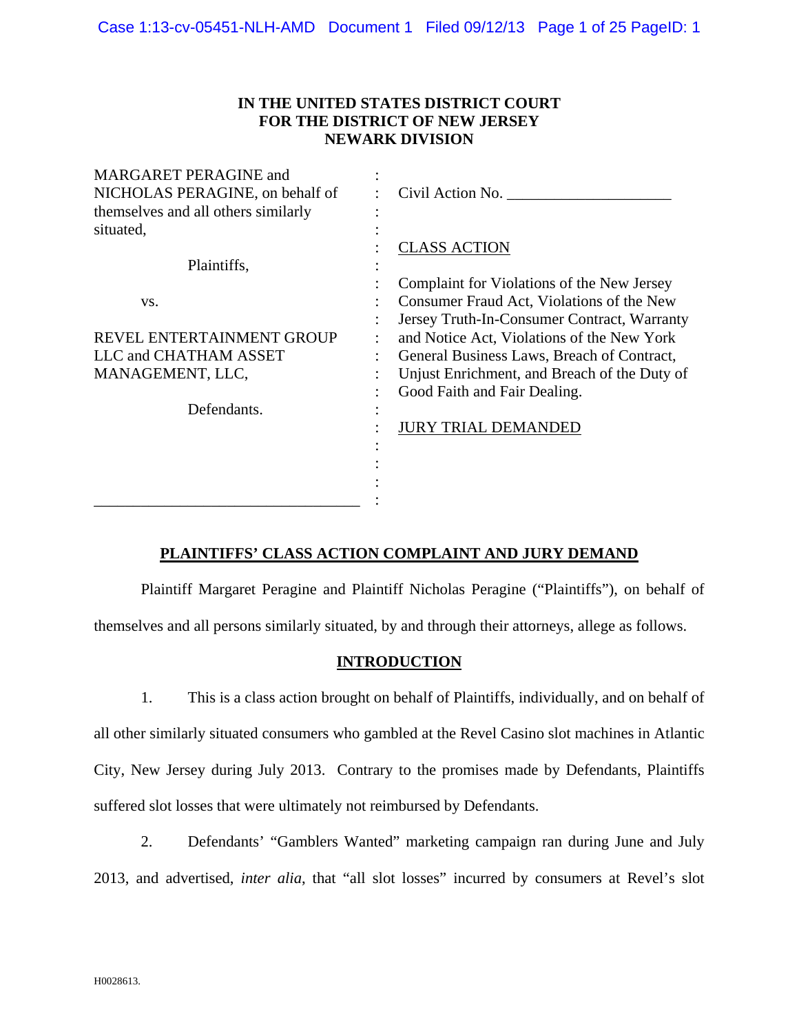**IN THE UNITED STATES DISTRICT COURT**
**FOR THE DISTRICT OF NEW JERSEY**
**NEWARK DIVISION**

| | |
|---|---|
| MARGARET PERAGINE and NICHOLAS PERAGINE, on behalf of themselves and all others similarly situated, | Civil Action No. ____________________ |
| Plaintiffs, | CLASS ACTION |
| vs. | Complaint for Violations of the New Jersey Consumer Fraud Act, Violations of the New Jersey Truth-In-Consumer Contract, Warranty and Notice Act, Violations of the New York General Business Laws, Breach of Contract, Unjust Enrichment, and Breach of the Duty of Good Faith and Fair Dealing. |
| REVEL ENTERTAINMENT GROUP LLC and CHATHAM ASSET MANAGEMENT, LLC, | |
| Defendants. | JURY TRIAL DEMANDED |

**PLAINTIFFS' CLASS ACTION COMPLAINT AND JURY DEMAND**

Plaintiff Margaret Peragine and Plaintiff Nicholas Peragine ("Plaintiffs"), on behalf of themselves and all persons similarly situated, by and through their attorneys, allege as follows.

**INTRODUCTION**

1. This is a class action brought on behalf of Plaintiffs, individually, and on behalf of all other similarly situated consumers who gambled at the Revel Casino slot machines in Atlantic City, New Jersey during July 2013. Contrary to the promises made by Defendants, Plaintiffs suffered slot losses that were ultimately not reimbursed by Defendants.

2. Defendants' "Gamblers Wanted" marketing campaign ran during June and July 2013, and advertised, *inter alia*, that "all slot losses" incurred by consumers at Revel's slot

H0028613.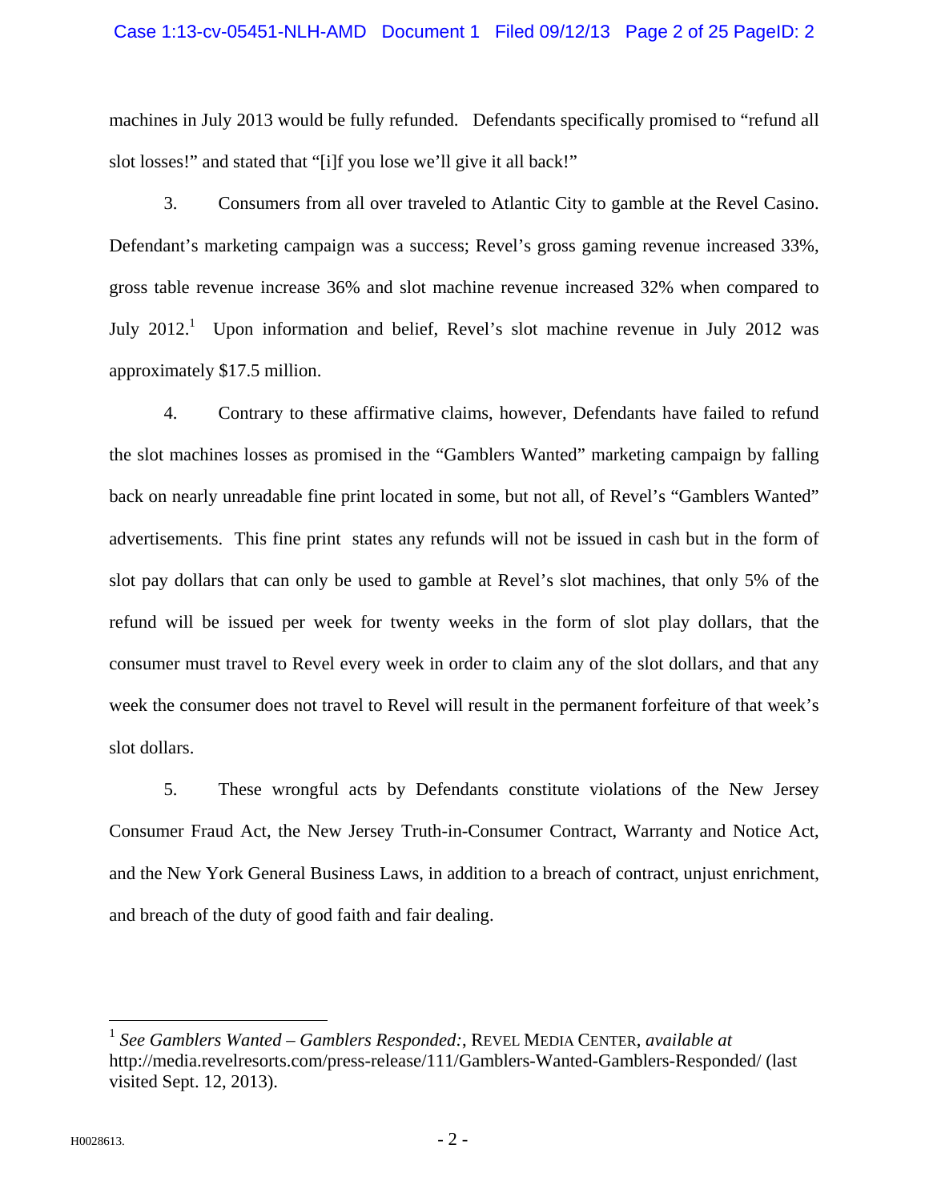machines in July 2013 would be fully refunded. Defendants specifically promised to "refund all slot losses!" and stated that "[i]f you lose we'll give it all back!"

3. Consumers from all over traveled to Atlantic City to gamble at the Revel Casino. Defendant's marketing campaign was a success; Revel's gross gaming revenue increased 33%, gross table revenue increase 36% and slot machine revenue increased 32% when compared to July 2012.[1] Upon information and belief, Revel's slot machine revenue in July 2012 was approximately $17.5 million.

4. Contrary to these affirmative claims, however, Defendants have failed to refund the slot machines losses as promised in the "Gamblers Wanted" marketing campaign by falling back on nearly unreadable fine print located in some, but not all, of Revel's "Gamblers Wanted" advertisements. This fine print states any refunds will not be issued in cash but in the form of slot pay dollars that can only be used to gamble at Revel's slot machines, that only 5% of the refund will be issued per week for twenty weeks in the form of slot play dollars, that the consumer must travel to Revel every week in order to claim any of the slot dollars, and that any week the consumer does not travel to Revel will result in the permanent forfeiture of that week's slot dollars.

5. These wrongful acts by Defendants constitute violations of the New Jersey Consumer Fraud Act, the New Jersey Truth-in-Consumer Contract, Warranty and Notice Act, and the New York General Business Laws, in addition to a breach of contract, unjust enrichment, and breach of the duty of good faith and fair dealing.

---

[1] *See Gamblers Wanted – Gamblers Responded:*, REVEL MEDIA CENTER, *available at* http://media.revelresorts.com/press-release/111/Gamblers-Wanted-Gamblers-Responded/ (last visited Sept. 12, 2013).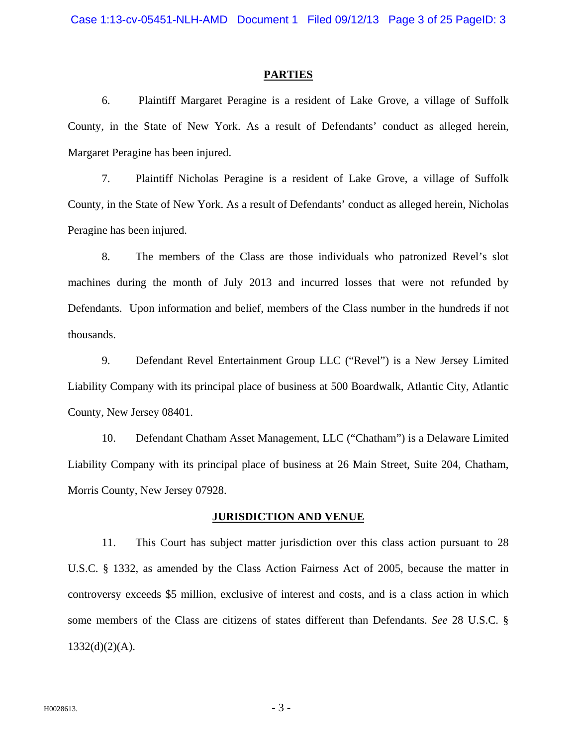## PARTIES

6. Plaintiff Margaret Peragine is a resident of Lake Grove, a village of Suffolk County, in the State of New York. As a result of Defendants' conduct as alleged herein, Margaret Peragine has been injured.

7. Plaintiff Nicholas Peragine is a resident of Lake Grove, a village of Suffolk County, in the State of New York. As a result of Defendants' conduct as alleged herein, Nicholas Peragine has been injured.

8. The members of the Class are those individuals who patronized Revel's slot machines during the month of July 2013 and incurred losses that were not refunded by Defendants. Upon information and belief, members of the Class number in the hundreds if not thousands.

9. Defendant Revel Entertainment Group LLC ("Revel") is a New Jersey Limited Liability Company with its principal place of business at 500 Boardwalk, Atlantic City, Atlantic County, New Jersey 08401.

10. Defendant Chatham Asset Management, LLC ("Chatham") is a Delaware Limited Liability Company with its principal place of business at 26 Main Street, Suite 204, Chatham, Morris County, New Jersey 07928.

## JURISDICTION AND VENUE

11. This Court has subject matter jurisdiction over this class action pursuant to 28 U.S.C. § 1332, as amended by the Class Action Fairness Act of 2005, because the matter in controversy exceeds $5 million, exclusive of interest and costs, and is a class action in which some members of the Class are citizens of states different than Defendants. *See* 28 U.S.C. § 1332(d)(2)(A).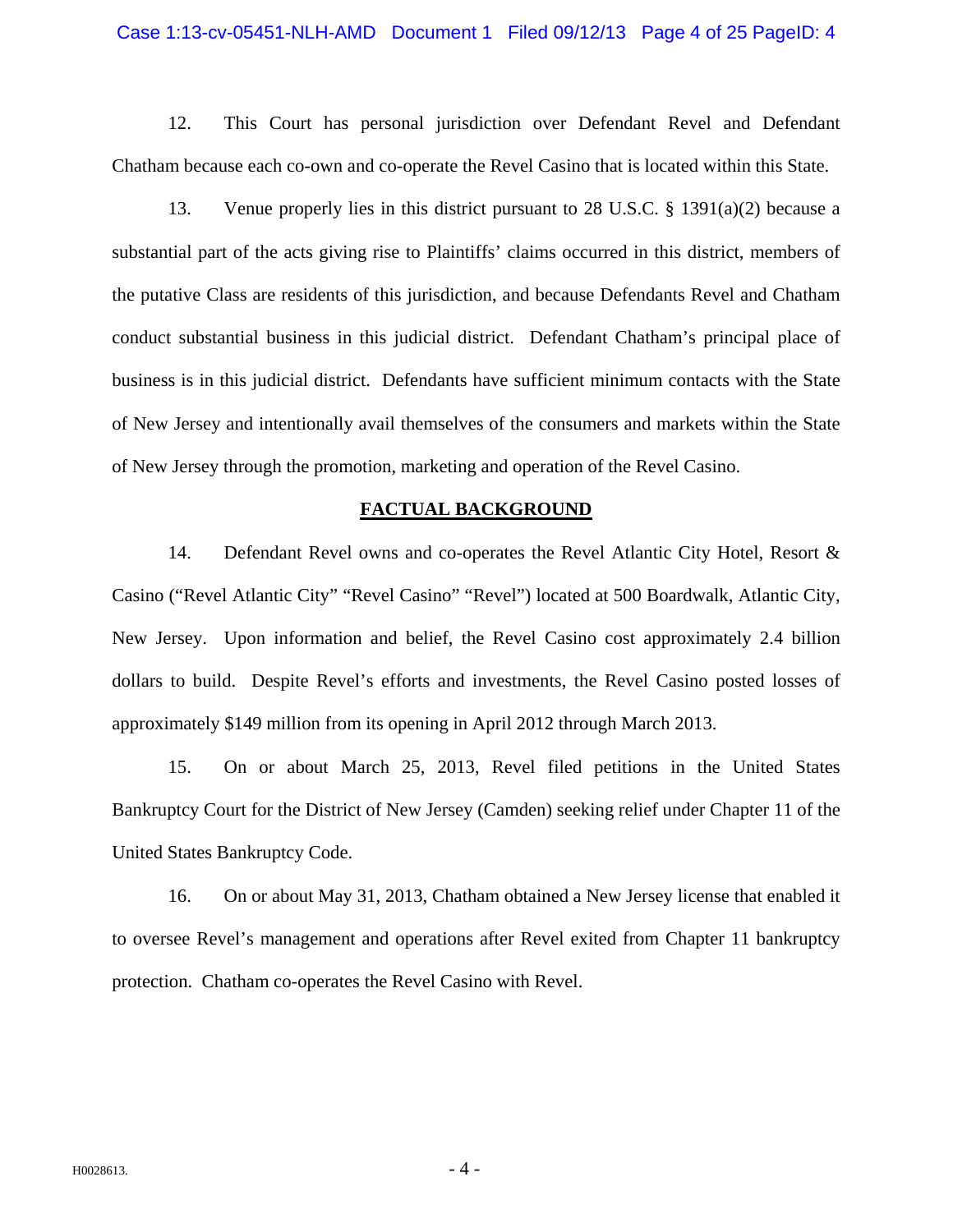12. This Court has personal jurisdiction over Defendant Revel and Defendant Chatham because each co-own and co-operate the Revel Casino that is located within this State.

13. Venue properly lies in this district pursuant to 28 U.S.C. § 1391(a)(2) because a substantial part of the acts giving rise to Plaintiffs' claims occurred in this district, members of the putative Class are residents of this jurisdiction, and because Defendants Revel and Chatham conduct substantial business in this judicial district. Defendant Chatham's principal place of business is in this judicial district. Defendants have sufficient minimum contacts with the State of New Jersey and intentionally avail themselves of the consumers and markets within the State of New Jersey through the promotion, marketing and operation of the Revel Casino.

## FACTUAL BACKGROUND

14. Defendant Revel owns and co-operates the Revel Atlantic City Hotel, Resort & Casino ("Revel Atlantic City" "Revel Casino" "Revel") located at 500 Boardwalk, Atlantic City, New Jersey. Upon information and belief, the Revel Casino cost approximately 2.4 billion dollars to build. Despite Revel's efforts and investments, the Revel Casino posted losses of approximately $149 million from its opening in April 2012 through March 2013.

15. On or about March 25, 2013, Revel filed petitions in the United States Bankruptcy Court for the District of New Jersey (Camden) seeking relief under Chapter 11 of the United States Bankruptcy Code.

16. On or about May 31, 2013, Chatham obtained a New Jersey license that enabled it to oversee Revel's management and operations after Revel exited from Chapter 11 bankruptcy protection. Chatham co-operates the Revel Casino with Revel.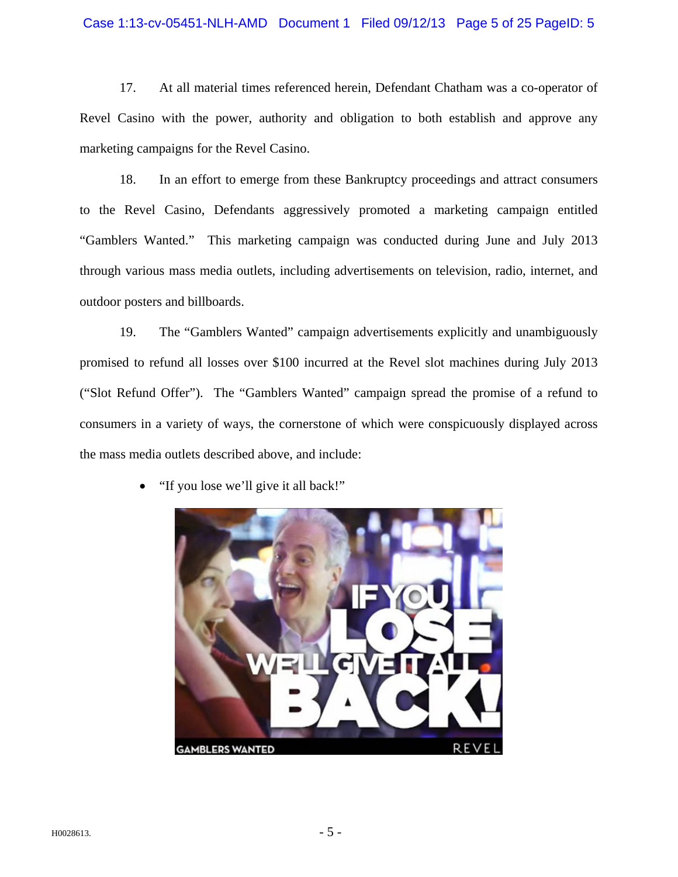17. At all material times referenced herein, Defendant Chatham was a co-operator of Revel Casino with the power, authority and obligation to both establish and approve any marketing campaigns for the Revel Casino.

18. In an effort to emerge from these Bankruptcy proceedings and attract consumers to the Revel Casino, Defendants aggressively promoted a marketing campaign entitled "Gamblers Wanted." This marketing campaign was conducted during June and July 2013 through various mass media outlets, including advertisements on television, radio, internet, and outdoor posters and billboards.

19. The "Gamblers Wanted" campaign advertisements explicitly and unambiguously promised to refund all losses over $100 incurred at the Revel slot machines during July 2013 ("Slot Refund Offer"). The "Gamblers Wanted" campaign spread the promise of a refund to consumers in a variety of ways, the cornerstone of which were conspicuously displayed across the mass media outlets described above, and include:

- "If you lose we'll give it all back!"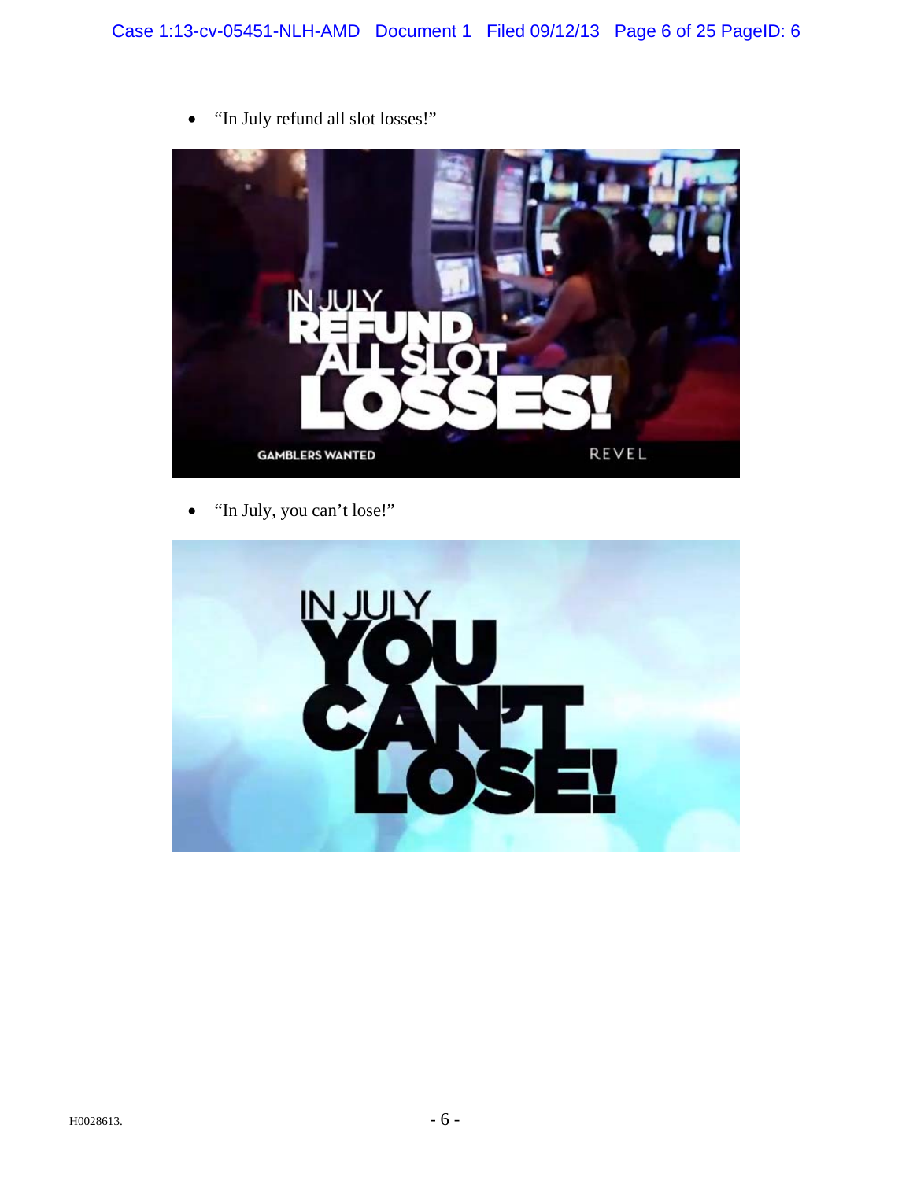- "In July refund all slot losses!"

- "In July, you can't lose!"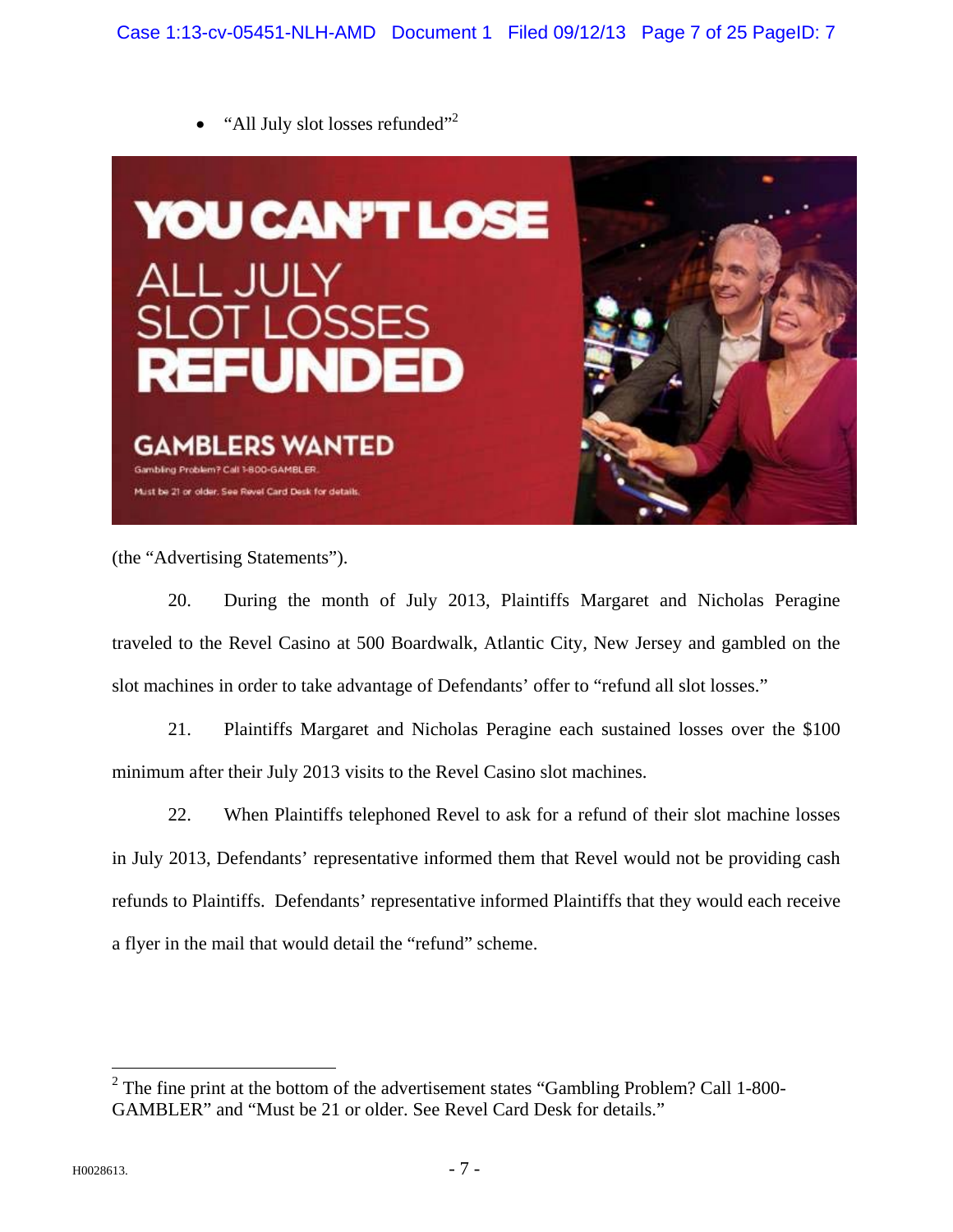- "All July slot losses refunded"[2]

YOU CAN'T LOSE

ALL JULY SLOT LOSSES REFUNDED

GAMBLERS WANTED

Gambling Problem? Call 1-800-GAMBLER.

Must be 21 or older. See Revel Card Desk for details.

(the "Advertising Statements").

20. During the month of July 2013, Plaintiffs Margaret and Nicholas Peragine traveled to the Revel Casino at 500 Boardwalk, Atlantic City, New Jersey and gambled on the slot machines in order to take advantage of Defendants' offer to "refund all slot losses."

21. Plaintiffs Margaret and Nicholas Peragine each sustained losses over the $100 minimum after their July 2013 visits to the Revel Casino slot machines.

22. When Plaintiffs telephoned Revel to ask for a refund of their slot machine losses in July 2013, Defendants' representative informed them that Revel would not be providing cash refunds to Plaintiffs. Defendants' representative informed Plaintiffs that they would each receive a flyer in the mail that would detail the "refund" scheme.

---

[2] The fine print at the bottom of the advertisement states "Gambling Problem? Call 1-800-GAMBLER" and "Must be 21 or older. See Revel Card Desk for details."

H0028613.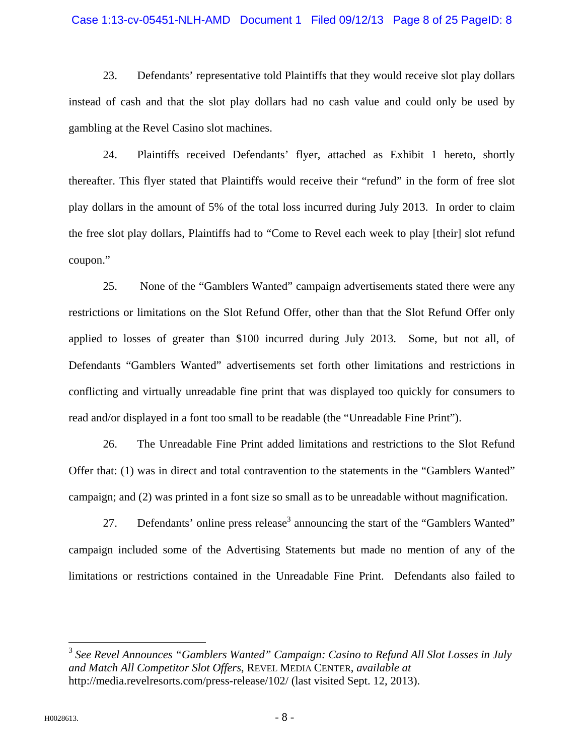23. Defendants' representative told Plaintiffs that they would receive slot play dollars instead of cash and that the slot play dollars had no cash value and could only be used by gambling at the Revel Casino slot machines.

24. Plaintiffs received Defendants' flyer, attached as Exhibit 1 hereto, shortly thereafter. This flyer stated that Plaintiffs would receive their "refund" in the form of free slot play dollars in the amount of 5% of the total loss incurred during July 2013. In order to claim the free slot play dollars, Plaintiffs had to "Come to Revel each week to play [their] slot refund coupon."

25. None of the "Gamblers Wanted" campaign advertisements stated there were any restrictions or limitations on the Slot Refund Offer, other than that the Slot Refund Offer only applied to losses of greater than $100 incurred during July 2013. Some, but not all, of Defendants "Gamblers Wanted" advertisements set forth other limitations and restrictions in conflicting and virtually unreadable fine print that was displayed too quickly for consumers to read and/or displayed in a font too small to be readable (the "Unreadable Fine Print").

26. The Unreadable Fine Print added limitations and restrictions to the Slot Refund Offer that: (1) was in direct and total contravention to the statements in the "Gamblers Wanted" campaign; and (2) was printed in a font size so small as to be unreadable without magnification.

27. Defendants' online press release[3] announcing the start of the "Gamblers Wanted" campaign included some of the Advertising Statements but made no mention of any of the limitations or restrictions contained in the Unreadable Fine Print. Defendants also failed to

---

[3] *See Revel Announces "Gamblers Wanted" Campaign: Casino to Refund All Slot Losses in July and Match All Competitor Slot Offers*, REVEL MEDIA CENTER, *available at* http://media.revelresorts.com/press-release/102/ (last visited Sept. 12, 2013).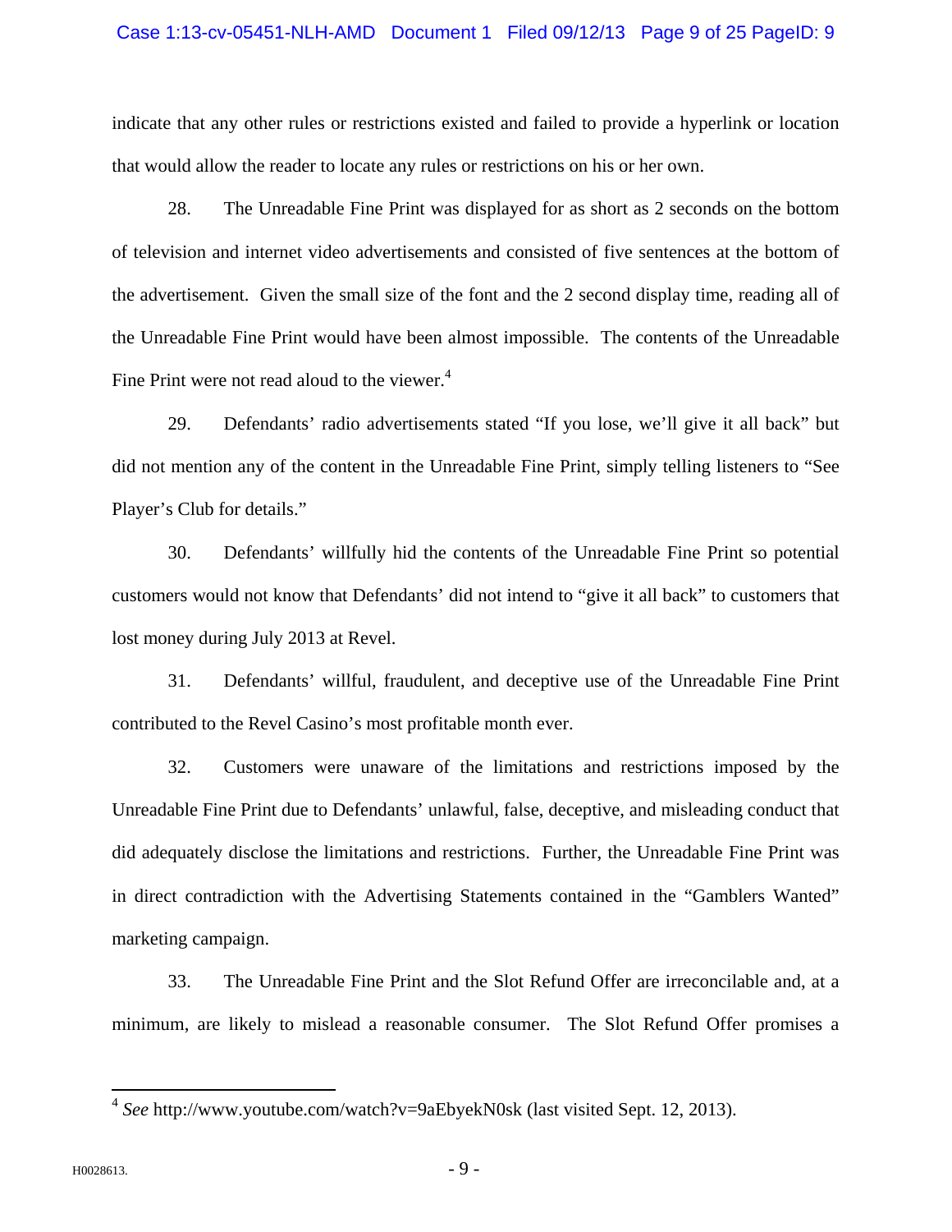indicate that any other rules or restrictions existed and failed to provide a hyperlink or location that would allow the reader to locate any rules or restrictions on his or her own.

28. The Unreadable Fine Print was displayed for as short as 2 seconds on the bottom of television and internet video advertisements and consisted of five sentences at the bottom of the advertisement. Given the small size of the font and the 2 second display time, reading all of the Unreadable Fine Print would have been almost impossible. The contents of the Unreadable Fine Print were not read aloud to the viewer.[4]

29. Defendants' radio advertisements stated "If you lose, we'll give it all back" but did not mention any of the content in the Unreadable Fine Print, simply telling listeners to "See Player's Club for details."

30. Defendants' willfully hid the contents of the Unreadable Fine Print so potential customers would not know that Defendants' did not intend to "give it all back" to customers that lost money during July 2013 at Revel.

31. Defendants' willful, fraudulent, and deceptive use of the Unreadable Fine Print contributed to the Revel Casino's most profitable month ever.

32. Customers were unaware of the limitations and restrictions imposed by the Unreadable Fine Print due to Defendants' unlawful, false, deceptive, and misleading conduct that did adequately disclose the limitations and restrictions. Further, the Unreadable Fine Print was in direct contradiction with the Advertising Statements contained in the "Gamblers Wanted" marketing campaign.

33. The Unreadable Fine Print and the Slot Refund Offer are irreconcilable and, at a minimum, are likely to mislead a reasonable consumer. The Slot Refund Offer promises a

---

[4] *See* http://www.youtube.com/watch?v=9aEbyekN0sk (last visited Sept. 12, 2013).

H0028613.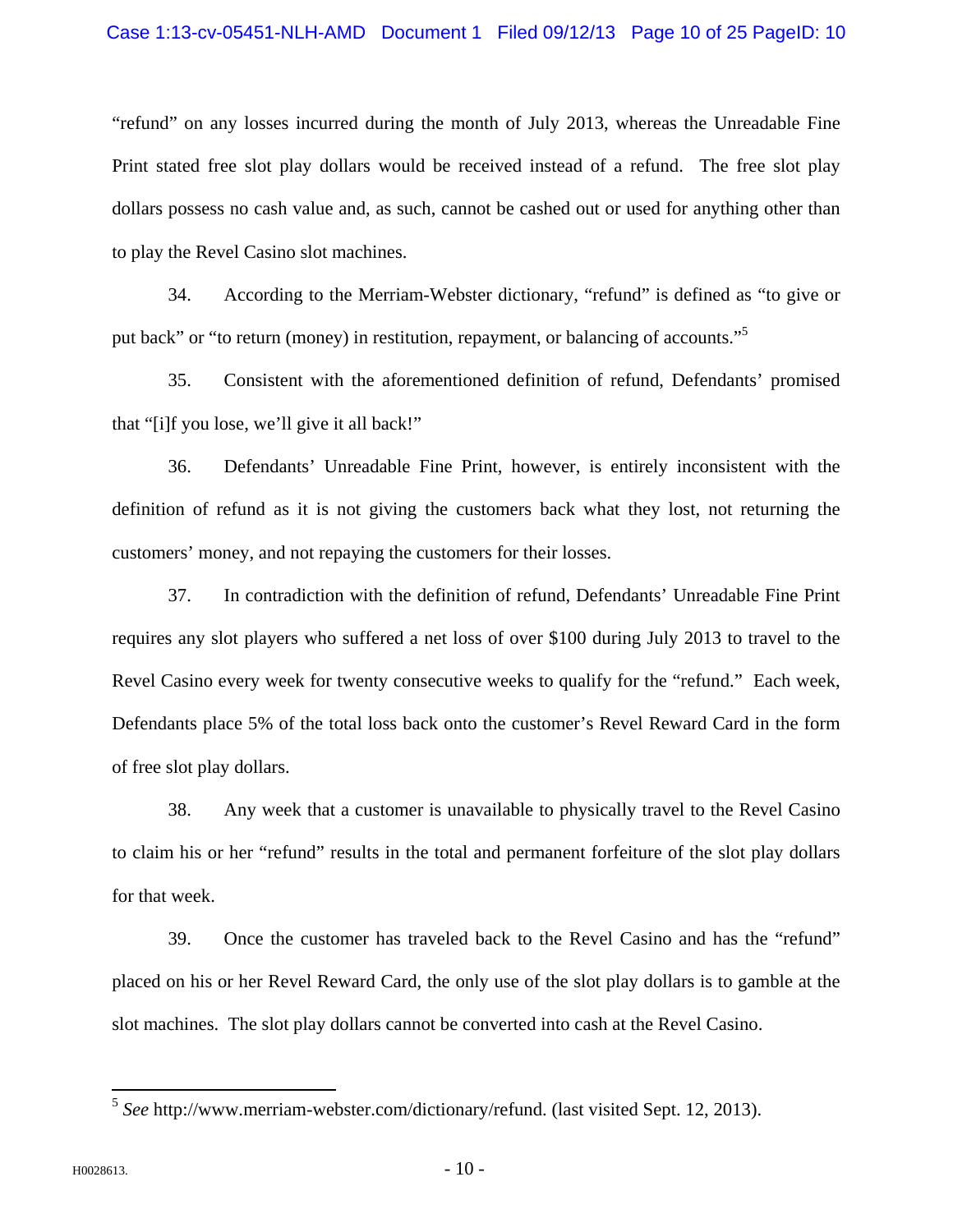"refund" on any losses incurred during the month of July 2013, whereas the Unreadable Fine Print stated free slot play dollars would be received instead of a refund. The free slot play dollars possess no cash value and, as such, cannot be cashed out or used for anything other than to play the Revel Casino slot machines.

34. According to the Merriam-Webster dictionary, "refund" is defined as "to give or put back" or "to return (money) in restitution, repayment, or balancing of accounts."[5]

35. Consistent with the aforementioned definition of refund, Defendants' promised that "[i]f you lose, we'll give it all back!"

36. Defendants' Unreadable Fine Print, however, is entirely inconsistent with the definition of refund as it is not giving the customers back what they lost, not returning the customers' money, and not repaying the customers for their losses.

37. In contradiction with the definition of refund, Defendants' Unreadable Fine Print requires any slot players who suffered a net loss of over $100 during July 2013 to travel to the Revel Casino every week for twenty consecutive weeks to qualify for the "refund." Each week, Defendants place 5% of the total loss back onto the customer's Revel Reward Card in the form of free slot play dollars.

38. Any week that a customer is unavailable to physically travel to the Revel Casino to claim his or her "refund" results in the total and permanent forfeiture of the slot play dollars for that week.

39. Once the customer has traveled back to the Revel Casino and has the "refund" placed on his or her Revel Reward Card, the only use of the slot play dollars is to gamble at the slot machines. The slot play dollars cannot be converted into cash at the Revel Casino.

---

[5] *See* http://www.merriam-webster.com/dictionary/refund. (last visited Sept. 12, 2013).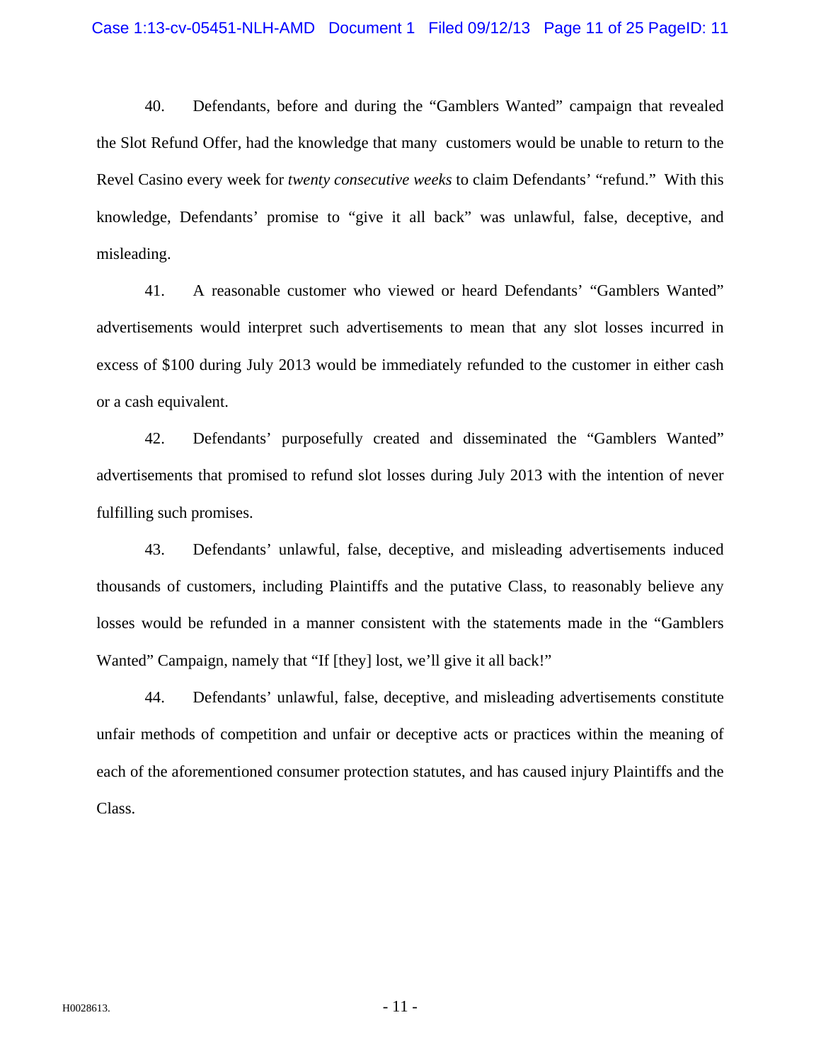40. Defendants, before and during the "Gamblers Wanted" campaign that revealed the Slot Refund Offer, had the knowledge that many customers would be unable to return to the Revel Casino every week for *twenty consecutive weeks* to claim Defendants' "refund." With this knowledge, Defendants' promise to "give it all back" was unlawful, false, deceptive, and misleading.

41. A reasonable customer who viewed or heard Defendants' "Gamblers Wanted" advertisements would interpret such advertisements to mean that any slot losses incurred in excess of $100 during July 2013 would be immediately refunded to the customer in either cash or a cash equivalent.

42. Defendants' purposefully created and disseminated the "Gamblers Wanted" advertisements that promised to refund slot losses during July 2013 with the intention of never fulfilling such promises.

43. Defendants' unlawful, false, deceptive, and misleading advertisements induced thousands of customers, including Plaintiffs and the putative Class, to reasonably believe any losses would be refunded in a manner consistent with the statements made in the "Gamblers Wanted" Campaign, namely that "If [they] lost, we'll give it all back!"

44. Defendants' unlawful, false, deceptive, and misleading advertisements constitute unfair methods of competition and unfair or deceptive acts or practices within the meaning of each of the aforementioned consumer protection statutes, and has caused injury Plaintiffs and the Class.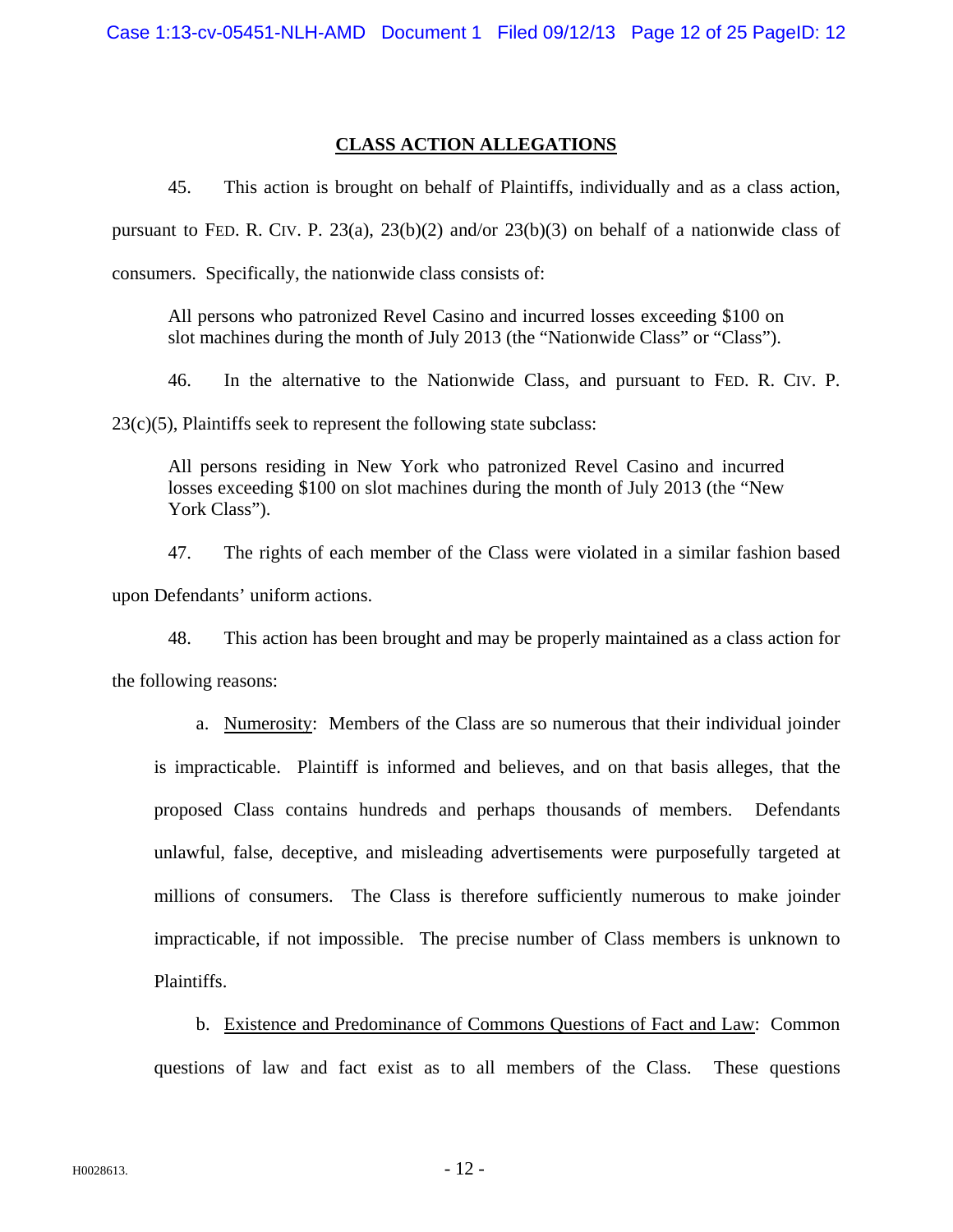## CLASS ACTION ALLEGATIONS

45. This action is brought on behalf of Plaintiffs, individually and as a class action, pursuant to FED. R. CIV. P. 23(a), 23(b)(2) and/or 23(b)(3) on behalf of a nationwide class of consumers. Specifically, the nationwide class consists of:

> All persons who patronized Revel Casino and incurred losses exceeding $100 on slot machines during the month of July 2013 (the "Nationwide Class" or "Class").

46. In the alternative to the Nationwide Class, and pursuant to FED. R. CIV. P. 23(c)(5), Plaintiffs seek to represent the following state subclass:

> All persons residing in New York who patronized Revel Casino and incurred losses exceeding $100 on slot machines during the month of July 2013 (the "New York Class").

47. The rights of each member of the Class were violated in a similar fashion based upon Defendants' uniform actions.

48. This action has been brought and may be properly maintained as a class action for the following reasons:

a. Numerosity: Members of the Class are so numerous that their individual joinder is impracticable. Plaintiff is informed and believes, and on that basis alleges, that the proposed Class contains hundreds and perhaps thousands of members. Defendants unlawful, false, deceptive, and misleading advertisements were purposefully targeted at millions of consumers. The Class is therefore sufficiently numerous to make joinder impracticable, if not impossible. The precise number of Class members is unknown to Plaintiffs.

b. Existence and Predominance of Commons Questions of Fact and Law: Common questions of law and fact exist as to all members of the Class. These questions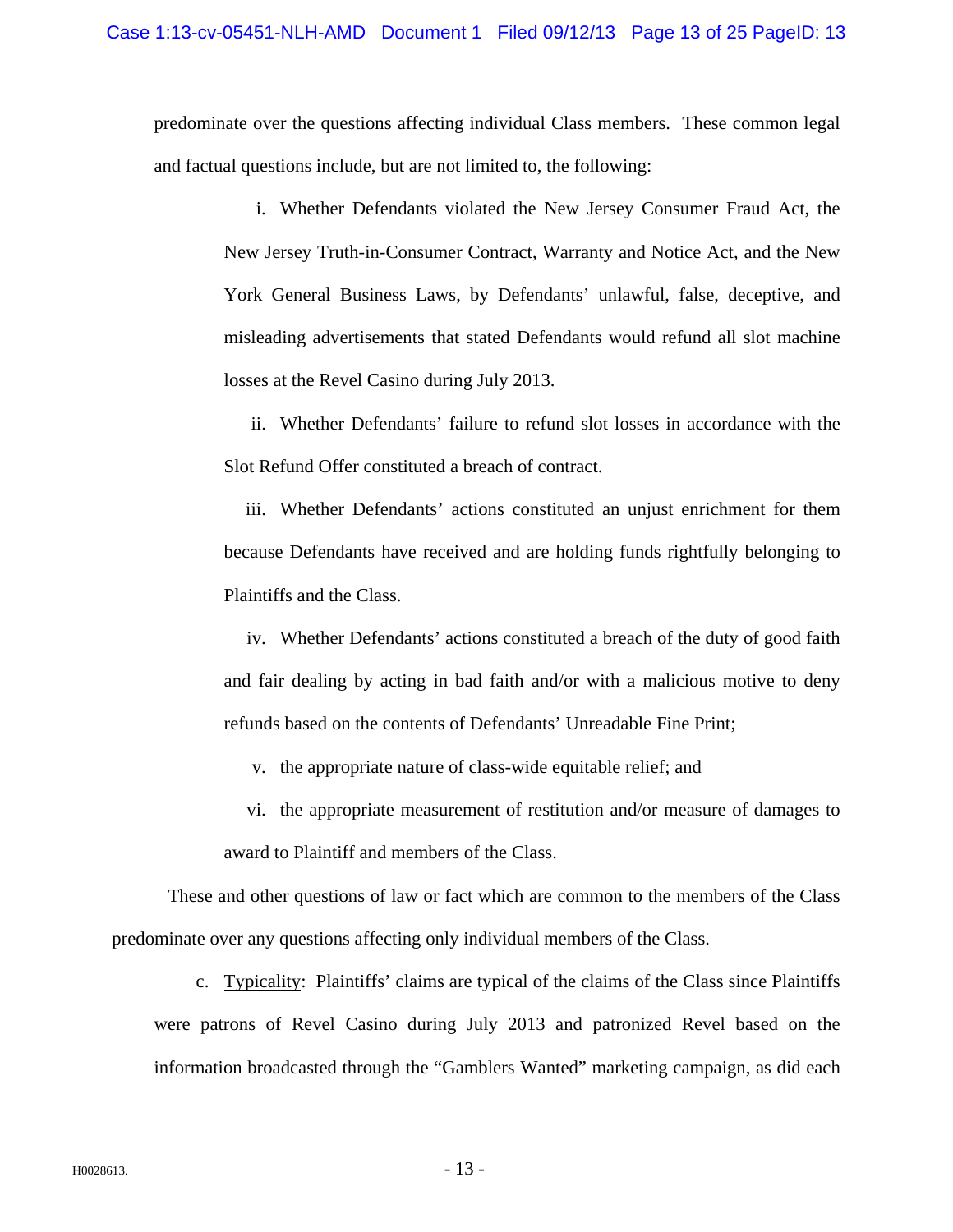predominate over the questions affecting individual Class members. These common legal and factual questions include, but are not limited to, the following:

i. Whether Defendants violated the New Jersey Consumer Fraud Act, the New Jersey Truth-in-Consumer Contract, Warranty and Notice Act, and the New York General Business Laws, by Defendants' unlawful, false, deceptive, and misleading advertisements that stated Defendants would refund all slot machine losses at the Revel Casino during July 2013.

ii. Whether Defendants' failure to refund slot losses in accordance with the Slot Refund Offer constituted a breach of contract.

iii. Whether Defendants' actions constituted an unjust enrichment for them because Defendants have received and are holding funds rightfully belonging to Plaintiffs and the Class.

iv. Whether Defendants' actions constituted a breach of the duty of good faith and fair dealing by acting in bad faith and/or with a malicious motive to deny refunds based on the contents of Defendants' Unreadable Fine Print;

v. the appropriate nature of class-wide equitable relief; and

vi. the appropriate measurement of restitution and/or measure of damages to award to Plaintiff and members of the Class.

These and other questions of law or fact which are common to the members of the Class predominate over any questions affecting only individual members of the Class.

c. <u>Typicality</u>: Plaintiffs' claims are typical of the claims of the Class since Plaintiffs were patrons of Revel Casino during July 2013 and patronized Revel based on the information broadcasted through the "Gamblers Wanted" marketing campaign, as did each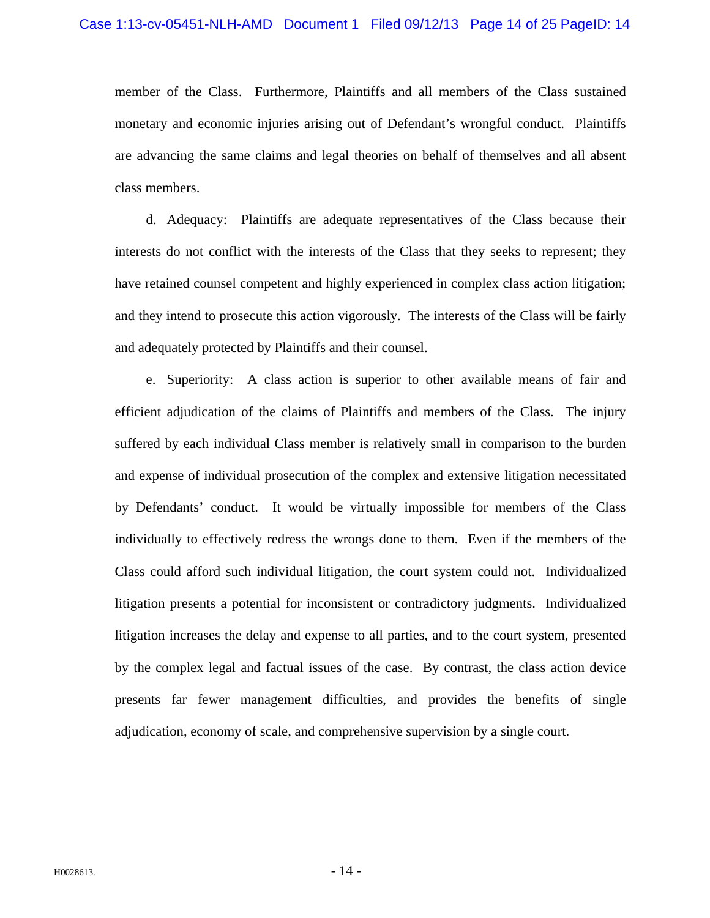member of the Class. Furthermore, Plaintiffs and all members of the Class sustained monetary and economic injuries arising out of Defendant's wrongful conduct. Plaintiffs are advancing the same claims and legal theories on behalf of themselves and all absent class members.

d. Adequacy: Plaintiffs are adequate representatives of the Class because their interests do not conflict with the interests of the Class that they seeks to represent; they have retained counsel competent and highly experienced in complex class action litigation; and they intend to prosecute this action vigorously. The interests of the Class will be fairly and adequately protected by Plaintiffs and their counsel.

e. Superiority: A class action is superior to other available means of fair and efficient adjudication of the claims of Plaintiffs and members of the Class. The injury suffered by each individual Class member is relatively small in comparison to the burden and expense of individual prosecution of the complex and extensive litigation necessitated by Defendants' conduct. It would be virtually impossible for members of the Class individually to effectively redress the wrongs done to them. Even if the members of the Class could afford such individual litigation, the court system could not. Individualized litigation presents a potential for inconsistent or contradictory judgments. Individualized litigation increases the delay and expense to all parties, and to the court system, presented by the complex legal and factual issues of the case. By contrast, the class action device presents far fewer management difficulties, and provides the benefits of single adjudication, economy of scale, and comprehensive supervision by a single court.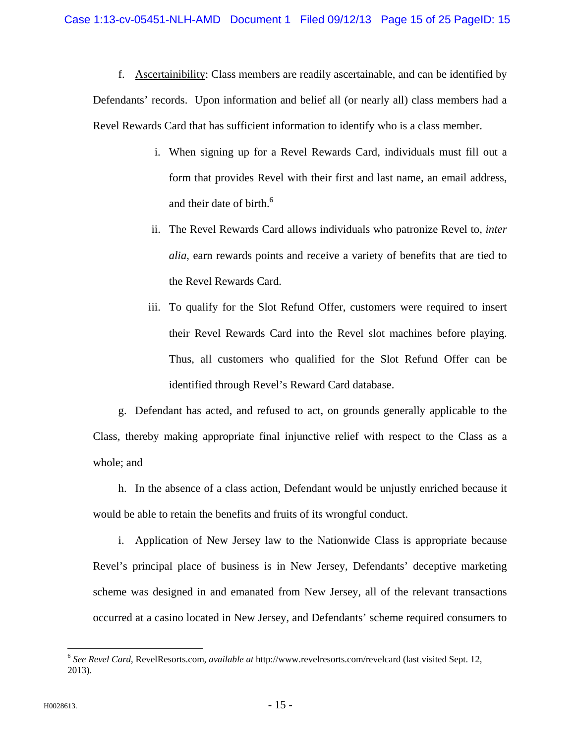f. Ascertainibility: Class members are readily ascertainable, and can be identified by Defendants' records. Upon information and belief all (or nearly all) class members had a Revel Rewards Card that has sufficient information to identify who is a class member.

i. When signing up for a Revel Rewards Card, individuals must fill out a form that provides Revel with their first and last name, an email address, and their date of birth.[6]

ii. The Revel Rewards Card allows individuals who patronize Revel to, *inter alia*, earn rewards points and receive a variety of benefits that are tied to the Revel Rewards Card.

iii. To qualify for the Slot Refund Offer, customers were required to insert their Revel Rewards Card into the Revel slot machines before playing. Thus, all customers who qualified for the Slot Refund Offer can be identified through Revel's Reward Card database.

g. Defendant has acted, and refused to act, on grounds generally applicable to the Class, thereby making appropriate final injunctive relief with respect to the Class as a whole; and

h. In the absence of a class action, Defendant would be unjustly enriched because it would be able to retain the benefits and fruits of its wrongful conduct.

i. Application of New Jersey law to the Nationwide Class is appropriate because Revel's principal place of business is in New Jersey, Defendants' deceptive marketing scheme was designed in and emanated from New Jersey, all of the relevant transactions occurred at a casino located in New Jersey, and Defendants' scheme required consumers to

[6] *See Revel Card*, RevelResorts.com, *available at* http://www.revelresorts.com/revelcard (last visited Sept. 12, 2013).

H0028613.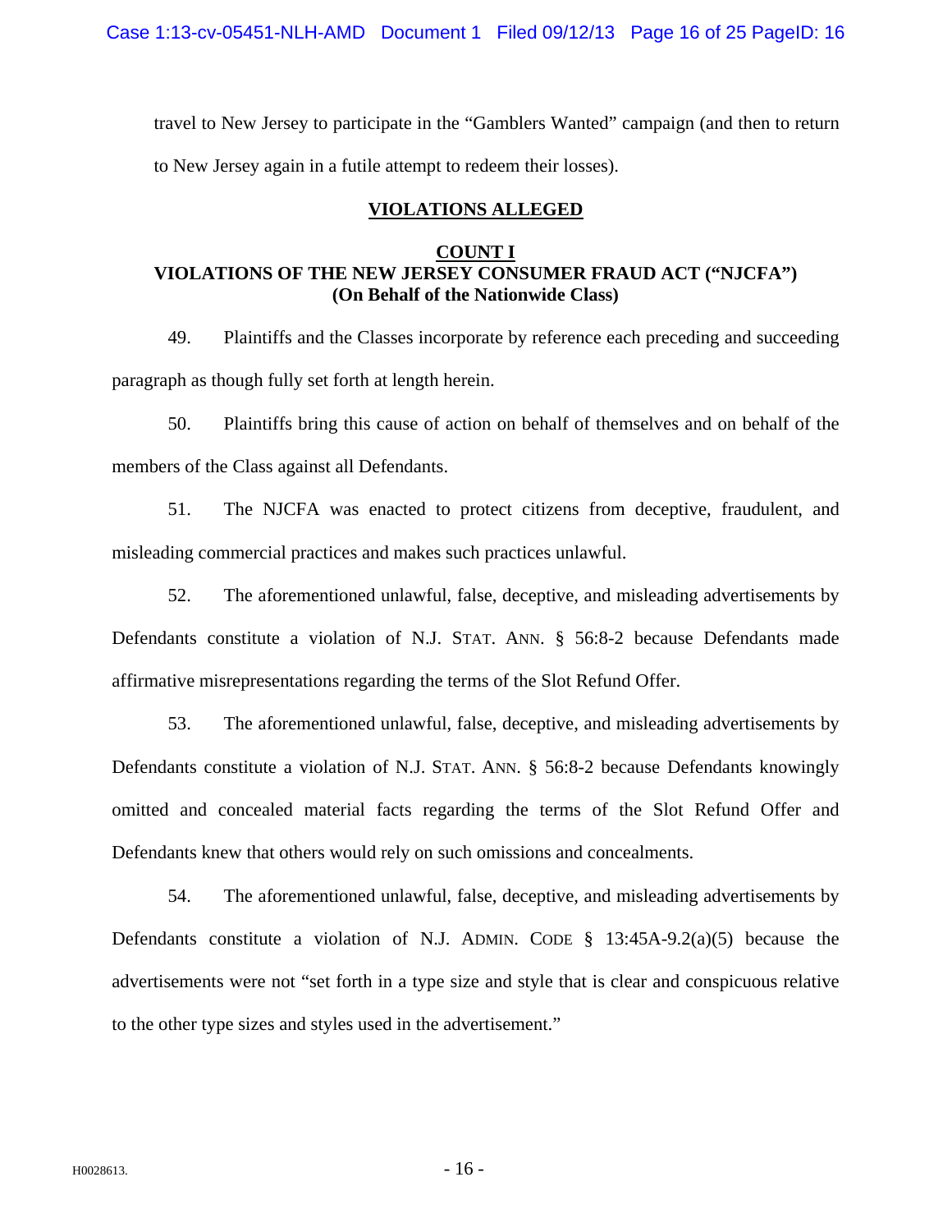travel to New Jersey to participate in the "Gamblers Wanted" campaign (and then to return to New Jersey again in a futile attempt to redeem their losses).

## VIOLATIONS ALLEGED

### COUNT I
### VIOLATIONS OF THE NEW JERSEY CONSUMER FRAUD ACT ("NJCFA")
### (On Behalf of the Nationwide Class)

49. Plaintiffs and the Classes incorporate by reference each preceding and succeeding paragraph as though fully set forth at length herein.

50. Plaintiffs bring this cause of action on behalf of themselves and on behalf of the members of the Class against all Defendants.

51. The NJCFA was enacted to protect citizens from deceptive, fraudulent, and misleading commercial practices and makes such practices unlawful.

52. The aforementioned unlawful, false, deceptive, and misleading advertisements by Defendants constitute a violation of N.J. STAT. ANN. § 56:8-2 because Defendants made affirmative misrepresentations regarding the terms of the Slot Refund Offer.

53. The aforementioned unlawful, false, deceptive, and misleading advertisements by Defendants constitute a violation of N.J. STAT. ANN. § 56:8-2 because Defendants knowingly omitted and concealed material facts regarding the terms of the Slot Refund Offer and Defendants knew that others would rely on such omissions and concealments.

54. The aforementioned unlawful, false, deceptive, and misleading advertisements by Defendants constitute a violation of N.J. ADMIN. CODE § 13:45A-9.2(a)(5) because the advertisements were not "set forth in a type size and style that is clear and conspicuous relative to the other type sizes and styles used in the advertisement."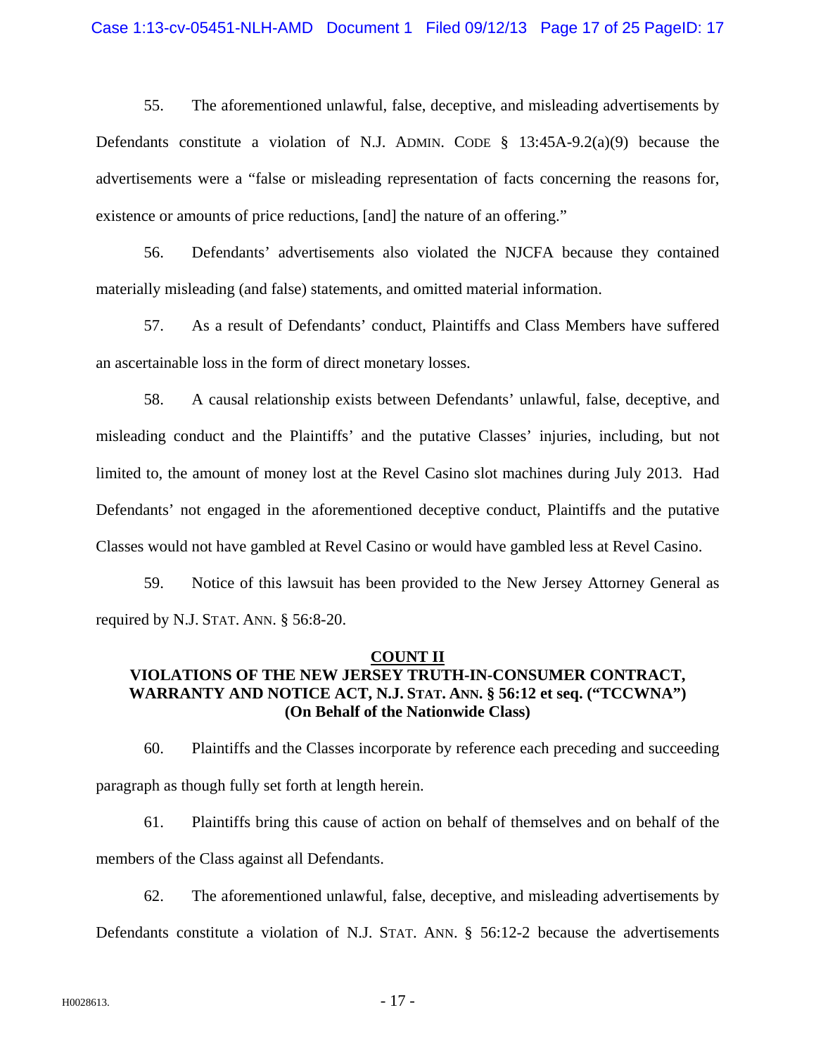55. The aforementioned unlawful, false, deceptive, and misleading advertisements by Defendants constitute a violation of N.J. ADMIN. CODE § 13:45A-9.2(a)(9) because the advertisements were a "false or misleading representation of facts concerning the reasons for, existence or amounts of price reductions, [and] the nature of an offering."

56. Defendants' advertisements also violated the NJCFA because they contained materially misleading (and false) statements, and omitted material information.

57. As a result of Defendants' conduct, Plaintiffs and Class Members have suffered an ascertainable loss in the form of direct monetary losses.

58. A causal relationship exists between Defendants' unlawful, false, deceptive, and misleading conduct and the Plaintiffs' and the putative Classes' injuries, including, but not limited to, the amount of money lost at the Revel Casino slot machines during July 2013. Had Defendants' not engaged in the aforementioned deceptive conduct, Plaintiffs and the putative Classes would not have gambled at Revel Casino or would have gambled less at Revel Casino.

59. Notice of this lawsuit has been provided to the New Jersey Attorney General as required by N.J. STAT. ANN. § 56:8-20.

**COUNT II**
**VIOLATIONS OF THE NEW JERSEY TRUTH-IN-CONSUMER CONTRACT, WARRANTY AND NOTICE ACT, N.J. STAT. ANN. § 56:12 et seq. ("TCCWNA")**
**(On Behalf of the Nationwide Class)**

60. Plaintiffs and the Classes incorporate by reference each preceding and succeeding paragraph as though fully set forth at length herein.

61. Plaintiffs bring this cause of action on behalf of themselves and on behalf of the members of the Class against all Defendants.

62. The aforementioned unlawful, false, deceptive, and misleading advertisements by Defendants constitute a violation of N.J. STAT. ANN. § 56:12-2 because the advertisements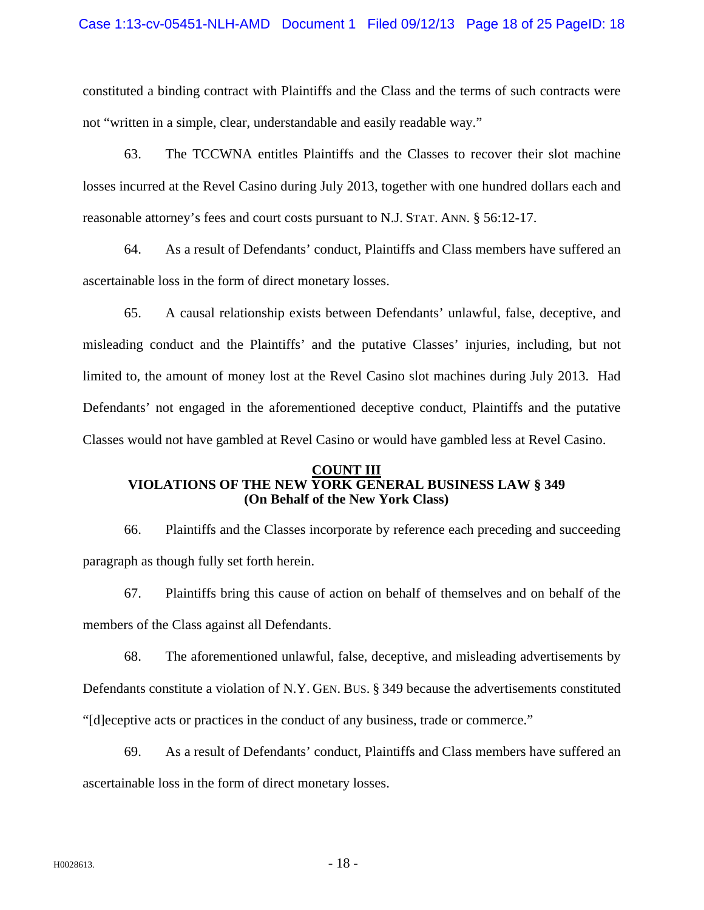constituted a binding contract with Plaintiffs and the Class and the terms of such contracts were not "written in a simple, clear, understandable and easily readable way."

63. The TCCWNA entitles Plaintiffs and the Classes to recover their slot machine losses incurred at the Revel Casino during July 2013, together with one hundred dollars each and reasonable attorney's fees and court costs pursuant to N.J. STAT. ANN. § 56:12-17.

64. As a result of Defendants' conduct, Plaintiffs and Class members have suffered an ascertainable loss in the form of direct monetary losses.

65. A causal relationship exists between Defendants' unlawful, false, deceptive, and misleading conduct and the Plaintiffs' and the putative Classes' injuries, including, but not limited to, the amount of money lost at the Revel Casino slot machines during July 2013. Had Defendants' not engaged in the aforementioned deceptive conduct, Plaintiffs and the putative Classes would not have gambled at Revel Casino or would have gambled less at Revel Casino.

**COUNT III**
**VIOLATIONS OF THE NEW YORK GENERAL BUSINESS LAW § 349**
**(On Behalf of the New York Class)**

66. Plaintiffs and the Classes incorporate by reference each preceding and succeeding paragraph as though fully set forth herein.

67. Plaintiffs bring this cause of action on behalf of themselves and on behalf of the members of the Class against all Defendants.

68. The aforementioned unlawful, false, deceptive, and misleading advertisements by Defendants constitute a violation of N.Y. GEN. BUS. § 349 because the advertisements constituted "[d]eceptive acts or practices in the conduct of any business, trade or commerce."

69. As a result of Defendants' conduct, Plaintiffs and Class members have suffered an ascertainable loss in the form of direct monetary losses.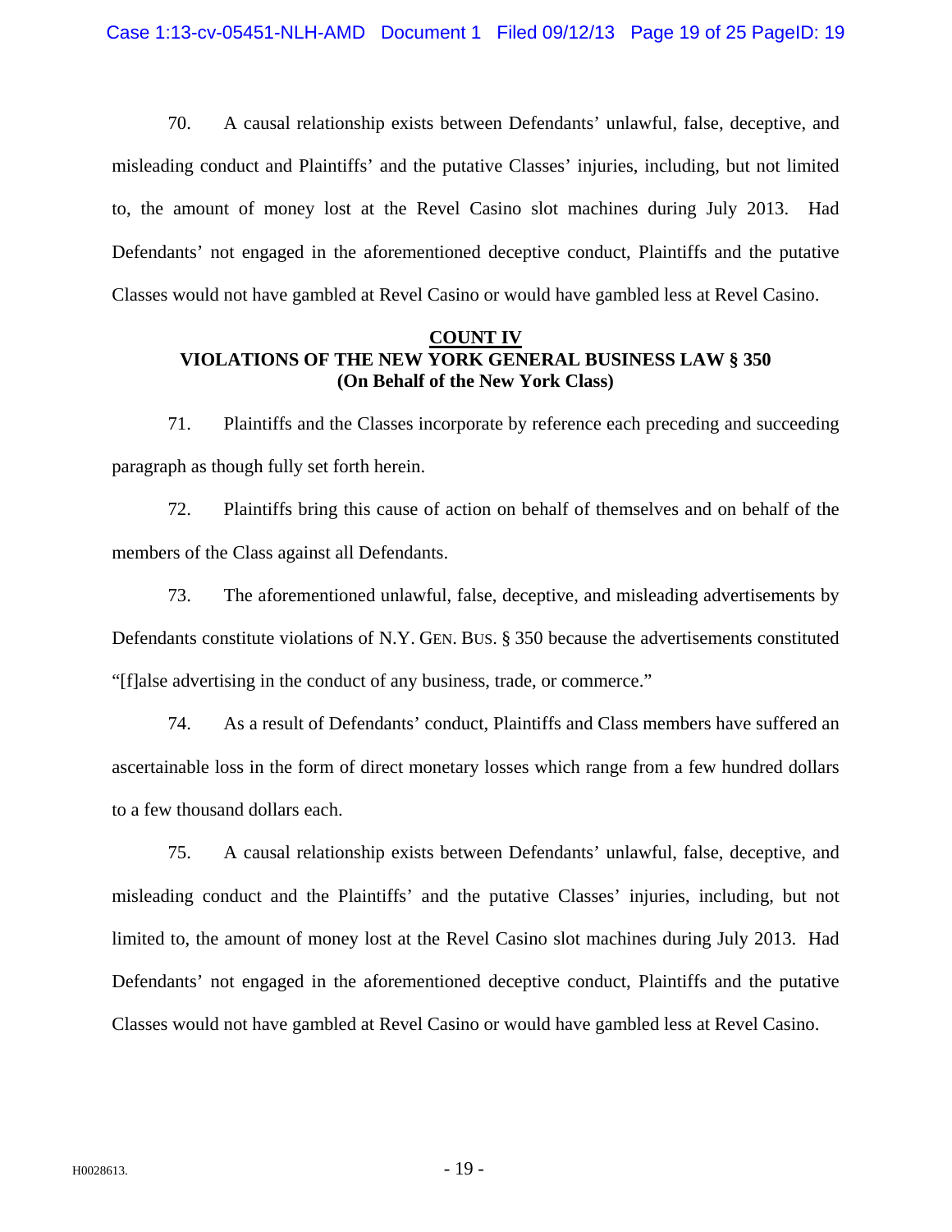70. A causal relationship exists between Defendants' unlawful, false, deceptive, and misleading conduct and Plaintiffs' and the putative Classes' injuries, including, but not limited to, the amount of money lost at the Revel Casino slot machines during July 2013. Had Defendants' not engaged in the aforementioned deceptive conduct, Plaintiffs and the putative Classes would not have gambled at Revel Casino or would have gambled less at Revel Casino.

## COUNT IV
## VIOLATIONS OF THE NEW YORK GENERAL BUSINESS LAW § 350
### (On Behalf of the New York Class)

71. Plaintiffs and the Classes incorporate by reference each preceding and succeeding paragraph as though fully set forth herein.

72. Plaintiffs bring this cause of action on behalf of themselves and on behalf of the members of the Class against all Defendants.

73. The aforementioned unlawful, false, deceptive, and misleading advertisements by Defendants constitute violations of N.Y. GEN. BUS. § 350 because the advertisements constituted "[f]alse advertising in the conduct of any business, trade, or commerce."

74. As a result of Defendants' conduct, Plaintiffs and Class members have suffered an ascertainable loss in the form of direct monetary losses which range from a few hundred dollars to a few thousand dollars each.

75. A causal relationship exists between Defendants' unlawful, false, deceptive, and misleading conduct and the Plaintiffs' and the putative Classes' injuries, including, but not limited to, the amount of money lost at the Revel Casino slot machines during July 2013. Had Defendants' not engaged in the aforementioned deceptive conduct, Plaintiffs and the putative Classes would not have gambled at Revel Casino or would have gambled less at Revel Casino.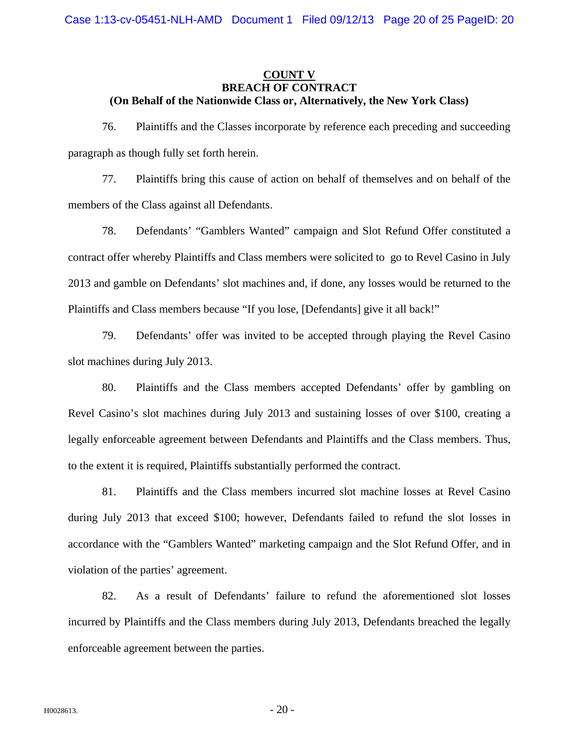**COUNT V**
**BREACH OF CONTRACT**
**(On Behalf of the Nationwide Class or, Alternatively, the New York Class)**

76. Plaintiffs and the Classes incorporate by reference each preceding and succeeding paragraph as though fully set forth herein.

77. Plaintiffs bring this cause of action on behalf of themselves and on behalf of the members of the Class against all Defendants.

78. Defendants' "Gamblers Wanted" campaign and Slot Refund Offer constituted a contract offer whereby Plaintiffs and Class members were solicited to go to Revel Casino in July 2013 and gamble on Defendants' slot machines and, if done, any losses would be returned to the Plaintiffs and Class members because "If you lose, [Defendants] give it all back!"

79. Defendants' offer was invited to be accepted through playing the Revel Casino slot machines during July 2013.

80. Plaintiffs and the Class members accepted Defendants' offer by gambling on Revel Casino's slot machines during July 2013 and sustaining losses of over $100, creating a legally enforceable agreement between Defendants and Plaintiffs and the Class members. Thus, to the extent it is required, Plaintiffs substantially performed the contract.

81. Plaintiffs and the Class members incurred slot machine losses at Revel Casino during July 2013 that exceed $100; however, Defendants failed to refund the slot losses in accordance with the "Gamblers Wanted" marketing campaign and the Slot Refund Offer, and in violation of the parties' agreement.

82. As a result of Defendants' failure to refund the aforementioned slot losses incurred by Plaintiffs and the Class members during July 2013, Defendants breached the legally enforceable agreement between the parties.

H0028613.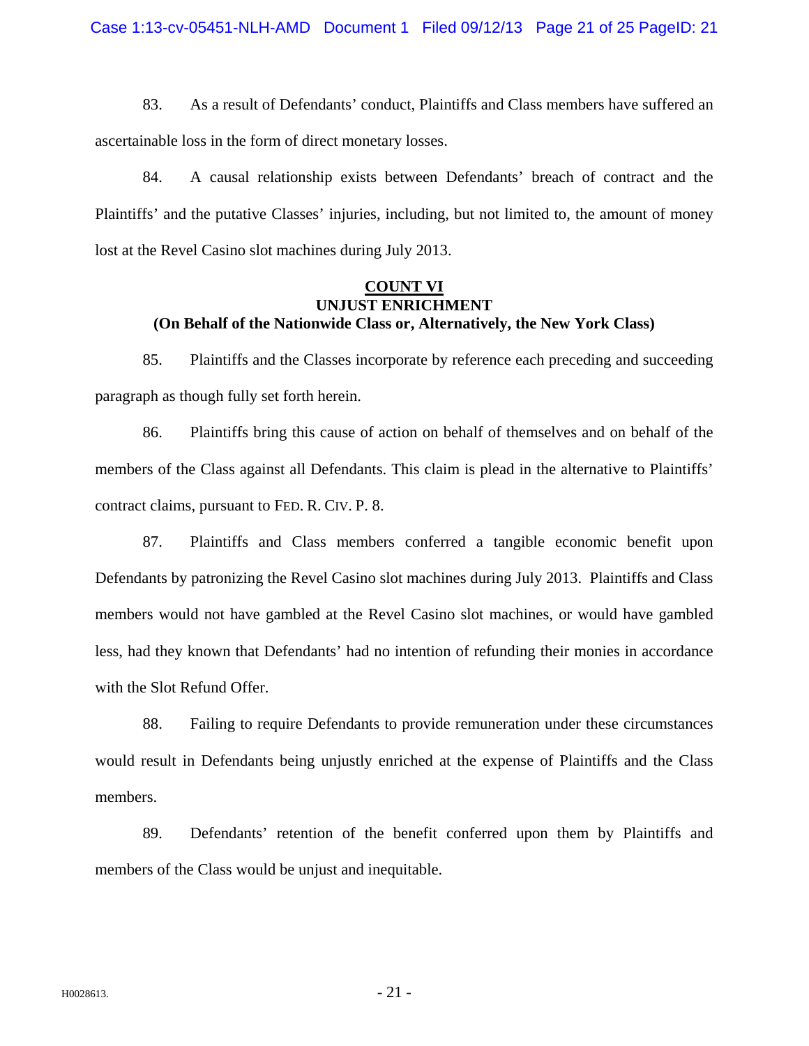83. As a result of Defendants' conduct, Plaintiffs and Class members have suffered an ascertainable loss in the form of direct monetary losses.

84. A causal relationship exists between Defendants' breach of contract and the Plaintiffs' and the putative Classes' injuries, including, but not limited to, the amount of money lost at the Revel Casino slot machines during July 2013.

**COUNT VI**
**UNJUST ENRICHMENT**
**(On Behalf of the Nationwide Class or, Alternatively, the New York Class)**

85. Plaintiffs and the Classes incorporate by reference each preceding and succeeding paragraph as though fully set forth herein.

86. Plaintiffs bring this cause of action on behalf of themselves and on behalf of the members of the Class against all Defendants. This claim is plead in the alternative to Plaintiffs' contract claims, pursuant to FED. R. CIV. P. 8.

87. Plaintiffs and Class members conferred a tangible economic benefit upon Defendants by patronizing the Revel Casino slot machines during July 2013. Plaintiffs and Class members would not have gambled at the Revel Casino slot machines, or would have gambled less, had they known that Defendants' had no intention of refunding their monies in accordance with the Slot Refund Offer.

88. Failing to require Defendants to provide remuneration under these circumstances would result in Defendants being unjustly enriched at the expense of Plaintiffs and the Class members.

89. Defendants' retention of the benefit conferred upon them by Plaintiffs and members of the Class would be unjust and inequitable.

H0028613.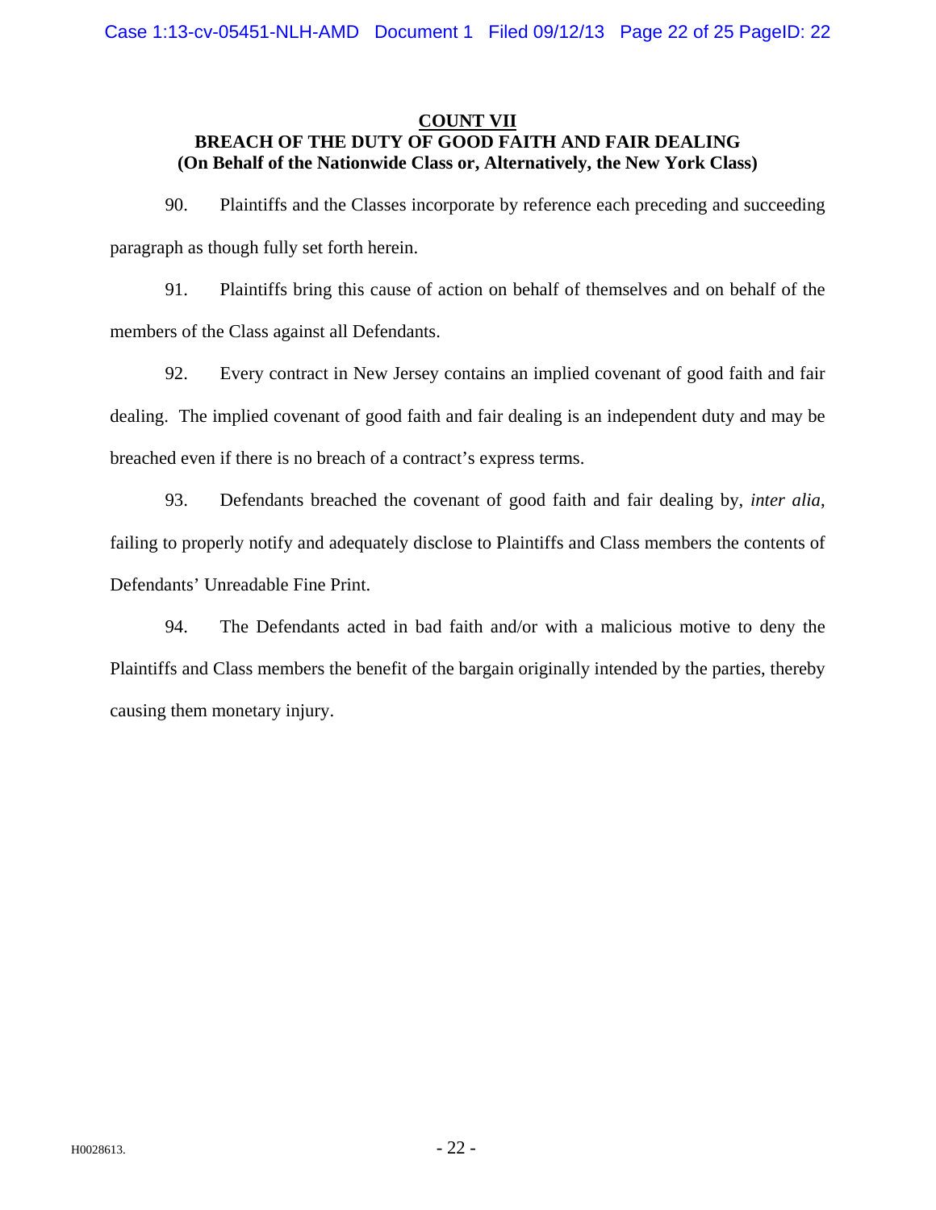## COUNT VII

## BREACH OF THE DUTY OF GOOD FAITH AND FAIR DEALING

**(On Behalf of the Nationwide Class or, Alternatively, the New York Class)**

90. Plaintiffs and the Classes incorporate by reference each preceding and succeeding paragraph as though fully set forth herein.

91. Plaintiffs bring this cause of action on behalf of themselves and on behalf of the members of the Class against all Defendants.

92. Every contract in New Jersey contains an implied covenant of good faith and fair dealing. The implied covenant of good faith and fair dealing is an independent duty and may be breached even if there is no breach of a contract's express terms.

93. Defendants breached the covenant of good faith and fair dealing by, *inter alia*, failing to properly notify and adequately disclose to Plaintiffs and Class members the contents of Defendants' Unreadable Fine Print.

94. The Defendants acted in bad faith and/or with a malicious motive to deny the Plaintiffs and Class members the benefit of the bargain originally intended by the parties, thereby causing them monetary injury.

H0028613.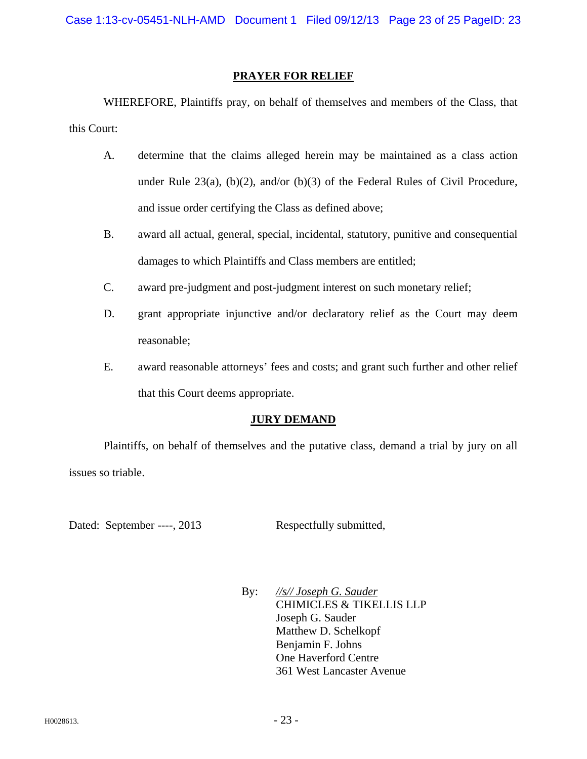## PRAYER FOR RELIEF

WHEREFORE, Plaintiffs pray, on behalf of themselves and members of the Class, that this Court:

A. determine that the claims alleged herein may be maintained as a class action under Rule 23(a), (b)(2), and/or (b)(3) of the Federal Rules of Civil Procedure, and issue order certifying the Class as defined above;

B. award all actual, general, special, incidental, statutory, punitive and consequential damages to which Plaintiffs and Class members are entitled;

C. award pre-judgment and post-judgment interest on such monetary relief;

D. grant appropriate injunctive and/or declaratory relief as the Court may deem reasonable;

E. award reasonable attorneys' fees and costs; and grant such further and other relief that this Court deems appropriate.

## JURY DEMAND

Plaintiffs, on behalf of themselves and the putative class, demand a trial by jury on all issues so triable.

Dated: September ----, 2013

Respectfully submitted,

By: *//s// Joseph G. Sauder*
CHIMICLES & TIKELLIS LLP
Joseph G. Sauder
Matthew D. Schelkopf
Benjamin F. Johns
One Haverford Centre
361 West Lancaster Avenue

H0028613.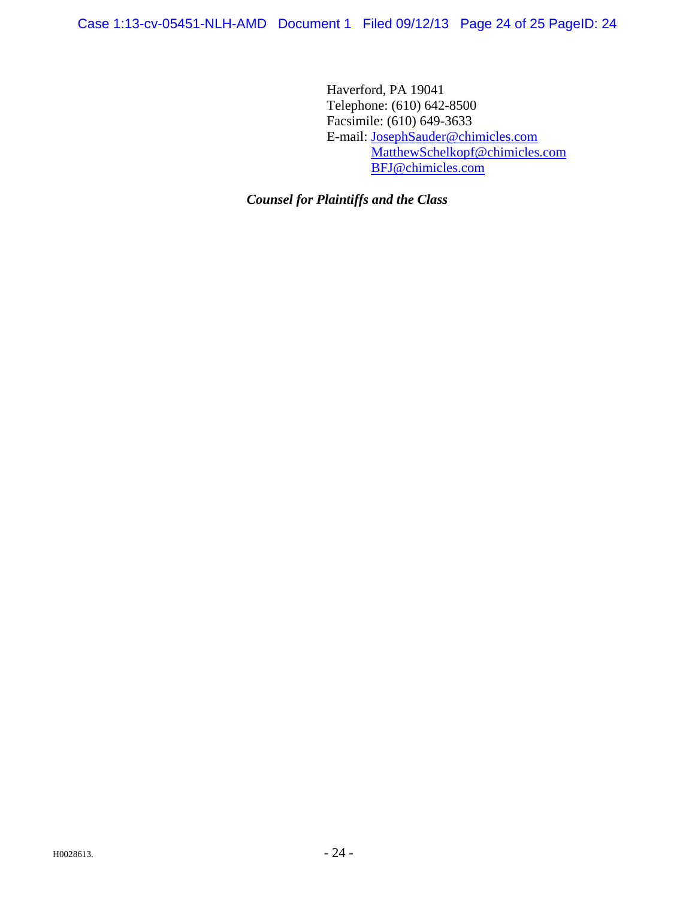Haverford, PA 19041
Telephone: (610) 642-8500
Facsimile: (610) 649-3633
E-mail: JosephSauder@chimicles.com
MatthewSchelkopf@chimicles.com
BFJ@chimicles.com

***Counsel for Plaintiffs and the Class***

H0028613.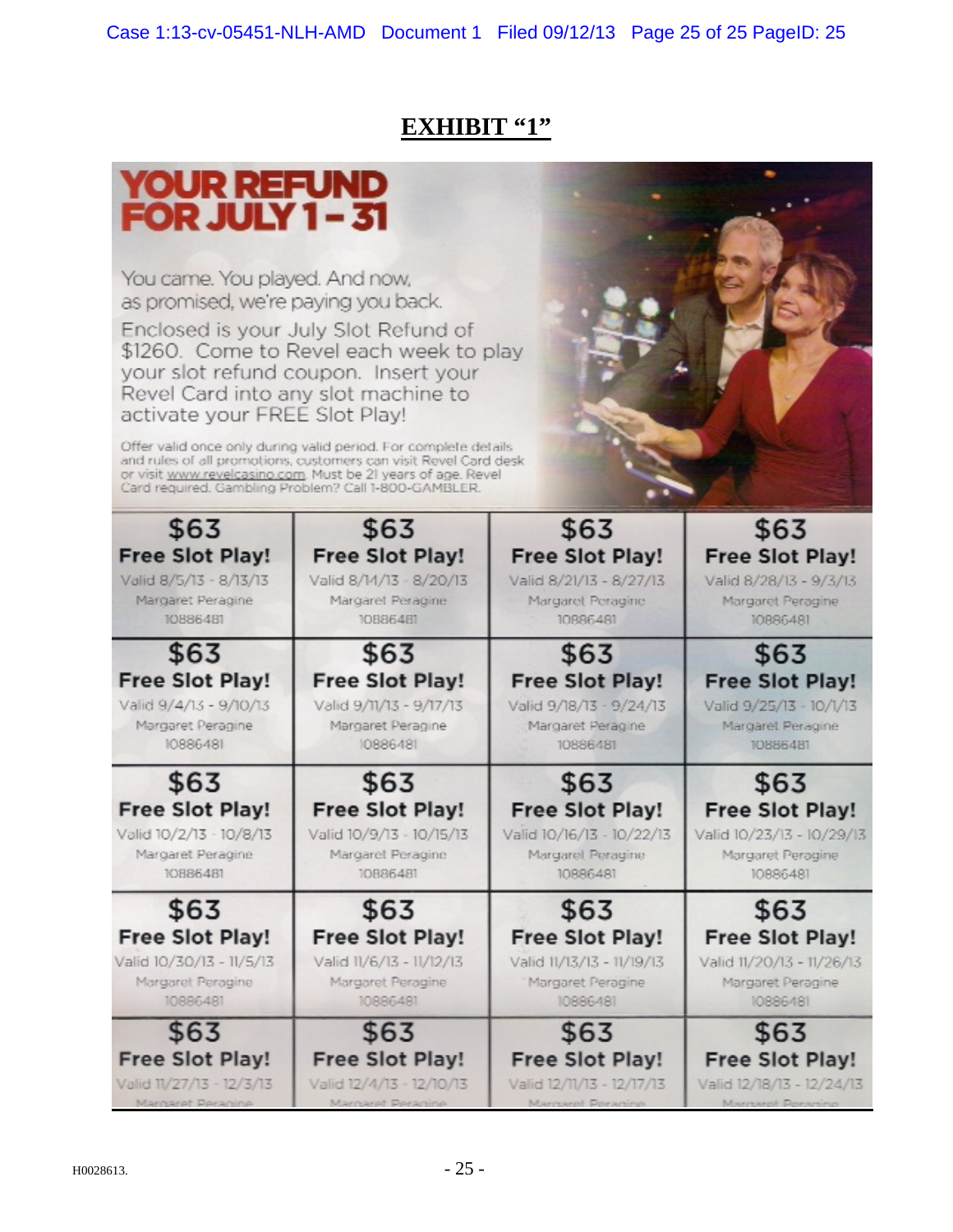# EXHIBIT "1"

## YOUR REFUND FOR JULY 1 – 31

You came. You played. And now, as promised, we're paying you back.

Enclosed is your July Slot Refund of $1260. Come to Revel each week to play your slot refund coupon. Insert your Revel Card into any slot machine to activate your FREE Slot Play!

Offer valid once only during valid period. For complete details and rules of all promotions, customers can visit Revel Card desk or visit www.revelcasino.com. Must be 21 years of age. Revel Card required. Gambling Problem? Call 1-800-GAMBLER.

| | | | |
|---|---|---|---|
| $63 Free Slot Play! Valid 8/5/13 - 8/13/13 Margaret Peragine 10886481 | $63 Free Slot Play! Valid 8/14/13 - 8/20/13 Margaret Peragine 10886481 | $63 Free Slot Play! Valid 8/21/13 - 8/27/13 Margaret Peragine 10886481 | $63 Free Slot Play! Valid 8/28/13 - 9/3/13 Margaret Peragine 10886481 |
| $63 Free Slot Play! Valid 9/4/13 - 9/10/13 Margaret Peragine 10886481 | $63 Free Slot Play! Valid 9/11/13 - 9/17/13 Margaret Peragine 10886481 | $63 Free Slot Play! Valid 9/18/13 - 9/24/13 Margaret Peragine 10886481 | $63 Free Slot Play! Valid 9/25/13 - 10/1/13 Margaret Peragine 10886481 |
| $63 Free Slot Play! Valid 10/2/13 - 10/8/13 Margaret Peragine 10886481 | $63 Free Slot Play! Valid 10/9/13 - 10/15/13 Margaret Peragine 10886481 | $63 Free Slot Play! Valid 10/16/13 - 10/22/13 Margaret Peragine 10886481 | $63 Free Slot Play! Valid 10/23/13 - 10/29/13 Margaret Peragine 10886481 |
| $63 Free Slot Play! Valid 10/30/13 - 11/5/13 Margaret Peragine 10886481 | $63 Free Slot Play! Valid 11/6/13 - 11/12/13 Margaret Peragine 10886481 | $63 Free Slot Play! Valid 11/13/13 - 11/19/13 Margaret Peragine 10886481 | $63 Free Slot Play! Valid 11/20/13 - 11/26/13 Margaret Peragine 10886481 |
| $63 Free Slot Play! Valid 11/27/13 - 12/3/13 Margaret Peragine | $63 Free Slot Play! Valid 12/4/13 - 12/10/13 Margaret Peragine | $63 Free Slot Play! Valid 12/11/13 - 12/17/13 Margaret Peragine | $63 Free Slot Play! Valid 12/18/13 - 12/24/13 Margaret Peragine |

H0028613.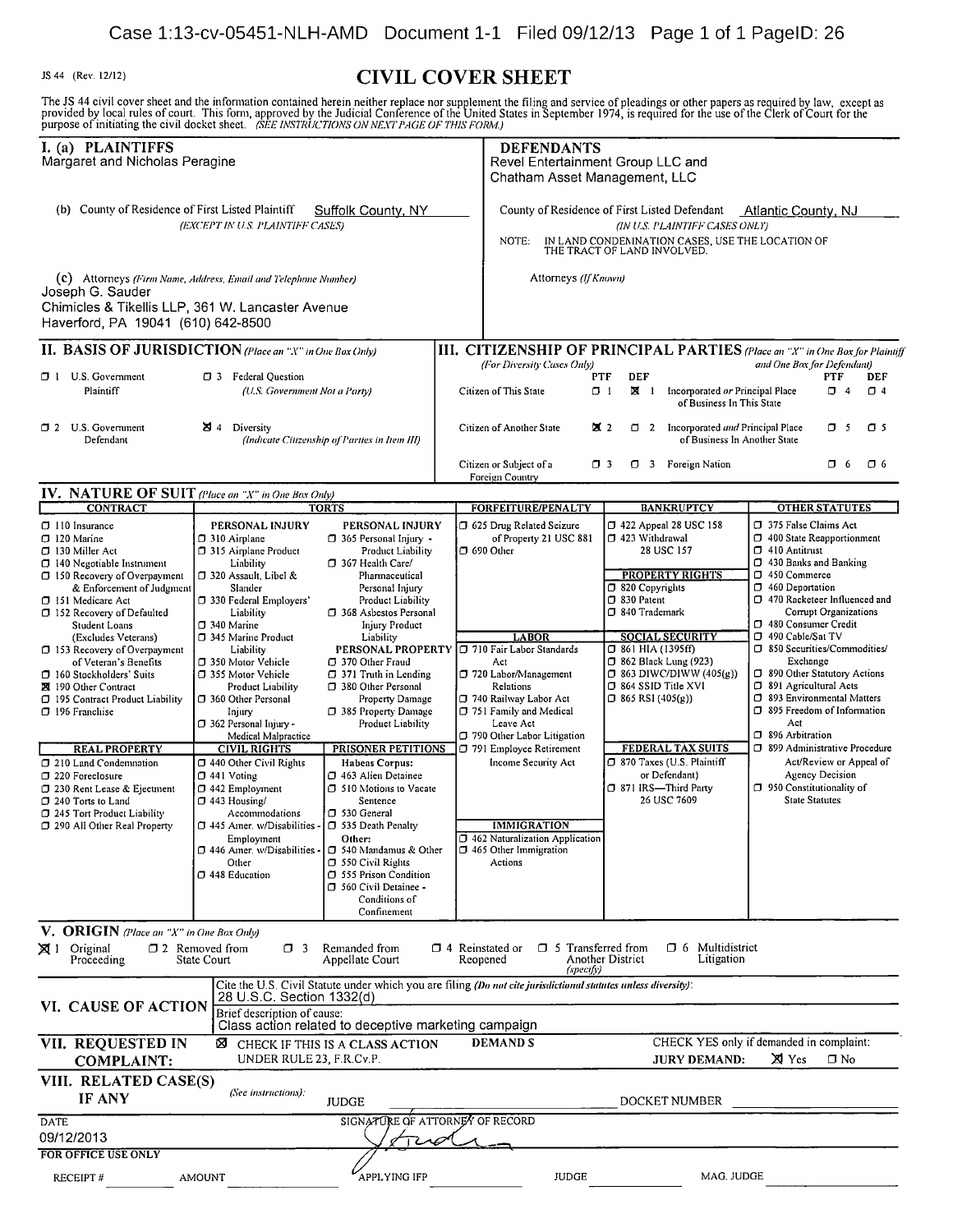JS 44 (Rev. 12/12)

# CIVIL COVER SHEET

The JS 44 civil cover sheet and the information contained herein neither replace nor supplement the filing and service of pleadings or other papers as required by law, except as provided by local rules of court. This form, approved by the Judicial Conference of the United States in September 1974, is required for the use of the Clerk of Court for the purpose of initiating the civil docket sheet. *(SEE INSTRUCTIONS ON NEXT PAGE OF THIS FORM.)*

## I. (a) PLAINTIFFS

Margaret and Nicholas Peragine

**DEFENDANTS**

Revel Entertainment Group LLC and Chatham Asset Management, LLC

(b) County of Residence of First Listed Plaintiff: Suffolk County, NY *(EXCEPT IN U.S. PLAINTIFF CASES)*

County of Residence of First Listed Defendant: Atlantic County, NJ *(IN U.S. PLAINTIFF CASES ONLY)*

NOTE: IN LAND CONDEMNATION CASES, USE THE LOCATION OF THE TRACT OF LAND INVOLVED.

(c) Attorneys *(Firm Name, Address, Email and Telephone Number)*

Joseph G. Sauder
Chimicles & Tikellis LLP, 361 W. Lancaster Avenue
Haverford, PA 19041 (610) 642-8500

Attorneys *(If Known)*

## II. BASIS OF JURISDICTION *(Place an "X" in One Box Only)*

- ☐ 1 U.S. Government Plaintiff
- ☐ 3 Federal Question (U.S. Government Not a Party)
- ☐ 2 U.S. Government Defendant
- ☒ 4 Diversity (Indicate Citizenship of Parties in Item III)

## III. CITIZENSHIP OF PRINCIPAL PARTIES *(Place an "X" in One Box for Plaintiff and One Box for Defendant)* (For Diversity Cases Only)

| | PTF | DEF | | PTF | DEF |
|---|---|---|---|---|---|
| Citizen of This State | ☐ 1 | ☒ 1 | Incorporated *or* Principal Place of Business In This State | ☐ 4 | ☐ 4 |
| Citizen of Another State | ☒ 2 | ☐ 2 | Incorporated *and* Principal Place of Business In Another State | ☐ 5 | ☐ 5 |
| Citizen or Subject of a Foreign Country | ☐ 3 | ☐ 3 | Foreign Nation | ☐ 6 | ☐ 6 |

## IV. NATURE OF SUIT *(Place an "X" in One Box Only)*

**CONTRACT**
- ☐ 110 Insurance
- ☐ 120 Marine
- ☐ 130 Miller Act
- ☐ 140 Negotiable Instrument
- ☐ 150 Recovery of Overpayment & Enforcement of Judgment
- ☐ 151 Medicare Act
- ☐ 152 Recovery of Defaulted Student Loans (Excludes Veterans)
- ☐ 153 Recovery of Overpayment of Veteran's Benefits
- ☐ 160 Stockholders' Suits
- ☒ 190 Other Contract
- ☐ 195 Contract Product Liability
- ☐ 196 Franchise

**REAL PROPERTY**
- ☐ 210 Land Condemnation
- ☐ 220 Foreclosure
- ☐ 230 Rent Lease & Ejectment
- ☐ 240 Torts to Land
- ☐ 245 Tort Product Liability
- ☐ 290 All Other Real Property

**TORTS — PERSONAL INJURY**
- ☐ 310 Airplane
- ☐ 315 Airplane Product Liability
- ☐ 320 Assault, Libel & Slander
- ☐ 330 Federal Employers' Liability
- ☐ 340 Marine
- ☐ 345 Marine Product Liability
- ☐ 350 Motor Vehicle
- ☐ 355 Motor Vehicle Product Liability
- ☐ 360 Other Personal Injury
- ☐ 362 Personal Injury - Medical Malpractice

**PERSONAL INJURY**
- ☐ 365 Personal Injury - Product Liability
- ☐ 367 Health Care/ Pharmaceutical Personal Injury Product Liability
- ☐ 368 Asbestos Personal Injury Product Liability

**PERSONAL PROPERTY**
- ☐ 370 Other Fraud
- ☐ 371 Truth in Lending
- ☐ 380 Other Personal Property Damage
- ☐ 385 Property Damage Product Liability

**CIVIL RIGHTS**
- ☐ 440 Other Civil Rights
- ☐ 441 Voting
- ☐ 442 Employment
- ☐ 443 Housing/ Accommodations
- ☐ 445 Amer. w/Disabilities - Employment
- ☐ 446 Amer. w/Disabilities - Other
- ☐ 448 Education

**PRISONER PETITIONS**
Habeas Corpus:
- ☐ 463 Alien Detainee
- ☐ 510 Motions to Vacate Sentence
- ☐ 530 General
- ☐ 535 Death Penalty

Other:
- ☐ 540 Mandamus & Other
- ☐ 550 Civil Rights
- ☐ 555 Prison Condition
- ☐ 560 Civil Detainee - Conditions of Confinement

**FORFEITURE/PENALTY**
- ☐ 625 Drug Related Seizure of Property 21 USC 881
- ☐ 690 Other

**LABOR**
- ☐ 710 Fair Labor Standards Act
- ☐ 720 Labor/Management Relations
- ☐ 740 Railway Labor Act
- ☐ 751 Family and Medical Leave Act
- ☐ 790 Other Labor Litigation
- ☐ 791 Employee Retirement Income Security Act

**IMMIGRATION**
- ☐ 462 Naturalization Application
- ☐ 465 Other Immigration Actions

**BANKRUPTCY**
- ☐ 422 Appeal 28 USC 158
- ☐ 423 Withdrawal 28 USC 157

**PROPERTY RIGHTS**
- ☐ 820 Copyrights
- ☐ 830 Patent
- ☐ 840 Trademark

**SOCIAL SECURITY**
- ☐ 861 HIA (1395ff)
- ☐ 862 Black Lung (923)
- ☐ 863 DIWC/DIWW (405(g))
- ☐ 864 SSID Title XVI
- ☐ 865 RSI (405(g))

**FEDERAL TAX SUITS**
- ☐ 870 Taxes (U.S. Plaintiff or Defendant)
- ☐ 871 IRS—Third Party 26 USC 7609

**OTHER STATUTES**
- ☐ 375 False Claims Act
- ☐ 400 State Reapportionment
- ☐ 410 Antitrust
- ☐ 430 Banks and Banking
- ☐ 450 Commerce
- ☐ 460 Deportation
- ☐ 470 Racketeer Influenced and Corrupt Organizations
- ☐ 480 Consumer Credit
- ☐ 490 Cable/Sat TV
- ☐ 850 Securities/Commodities/ Exchange
- ☐ 890 Other Statutory Actions
- ☐ 891 Agricultural Acts
- ☐ 893 Environmental Matters
- ☐ 895 Freedom of Information Act
- ☐ 896 Arbitration
- ☐ 899 Administrative Procedure Act/Review or Appeal of Agency Decision
- ☐ 950 Constitutionality of State Statutes

## V. ORIGIN *(Place an "X" in One Box Only)*

☒ 1 Original Proceeding ☐ 2 Removed from State Court ☐ 3 Remanded from Appellate Court ☐ 4 Reinstated or Reopened ☐ 5 Transferred from Another District *(specify)* ☐ 6 Multidistrict Litigation

## VI. CAUSE OF ACTION

Cite the U.S. Civil Statute under which you are filing *(Do not cite jurisdictional statutes unless diversity)*: 28 U.S.C. Section 1332(d)

Brief description of cause: Class action related to deceptive marketing campaign

## VII. REQUESTED IN COMPLAINT:

☒ CHECK IF THIS IS A CLASS ACTION UNDER RULE 23, F.R.Cv.P.

DEMAND $

CHECK YES only if demanded in complaint: JURY DEMAND: ☒ Yes ☐ No

## VIII. RELATED CASE(S) IF ANY

*(See instructions):* JUDGE DOCKET NUMBER

DATE: 09/12/2013

SIGNATURE OF ATTORNEY OF RECORD

**FOR OFFICE USE ONLY**

RECEIPT # AMOUNT APPLYING IFP JUDGE MAG. JUDGE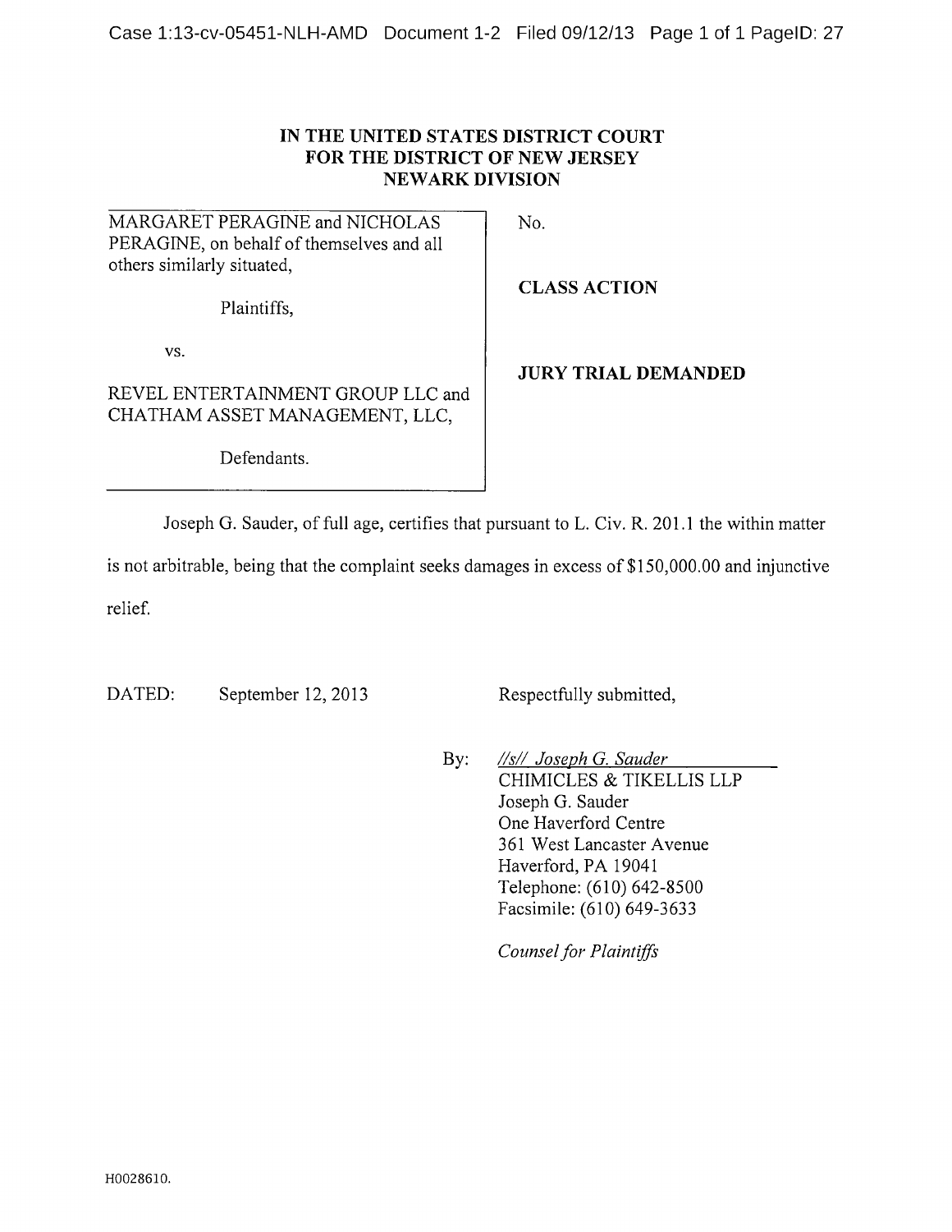**IN THE UNITED STATES DISTRICT COURT**
**FOR THE DISTRICT OF NEW JERSEY**
**NEWARK DIVISION**

| | |
|---|---|
| MARGARET PERAGINE and NICHOLAS PERAGINE, on behalf of themselves and all others similarly situated,<br><br>Plaintiffs,<br><br>vs.<br><br>REVEL ENTERTAINMENT GROUP LLC and CHATHAM ASSET MANAGEMENT, LLC,<br><br>Defendants. | No.<br><br>**CLASS ACTION**<br><br>**JURY TRIAL DEMANDED** |

Joseph G. Sauder, of full age, certifies that pursuant to L. Civ. R. 201.1 the within matter is not arbitrable, being that the complaint seeks damages in excess of $150,000.00 and injunctive relief.

DATED: September 12, 2013

Respectfully submitted,

By: *//s// Joseph G. Sauder*
CHIMICLES & TIKELLIS LLP
Joseph G. Sauder
One Haverford Centre
361 West Lancaster Avenue
Haverford, PA 19041
Telephone: (610) 642-8500
Facsimile: (610) 649-3633

*Counsel for Plaintiffs*

H0028610.